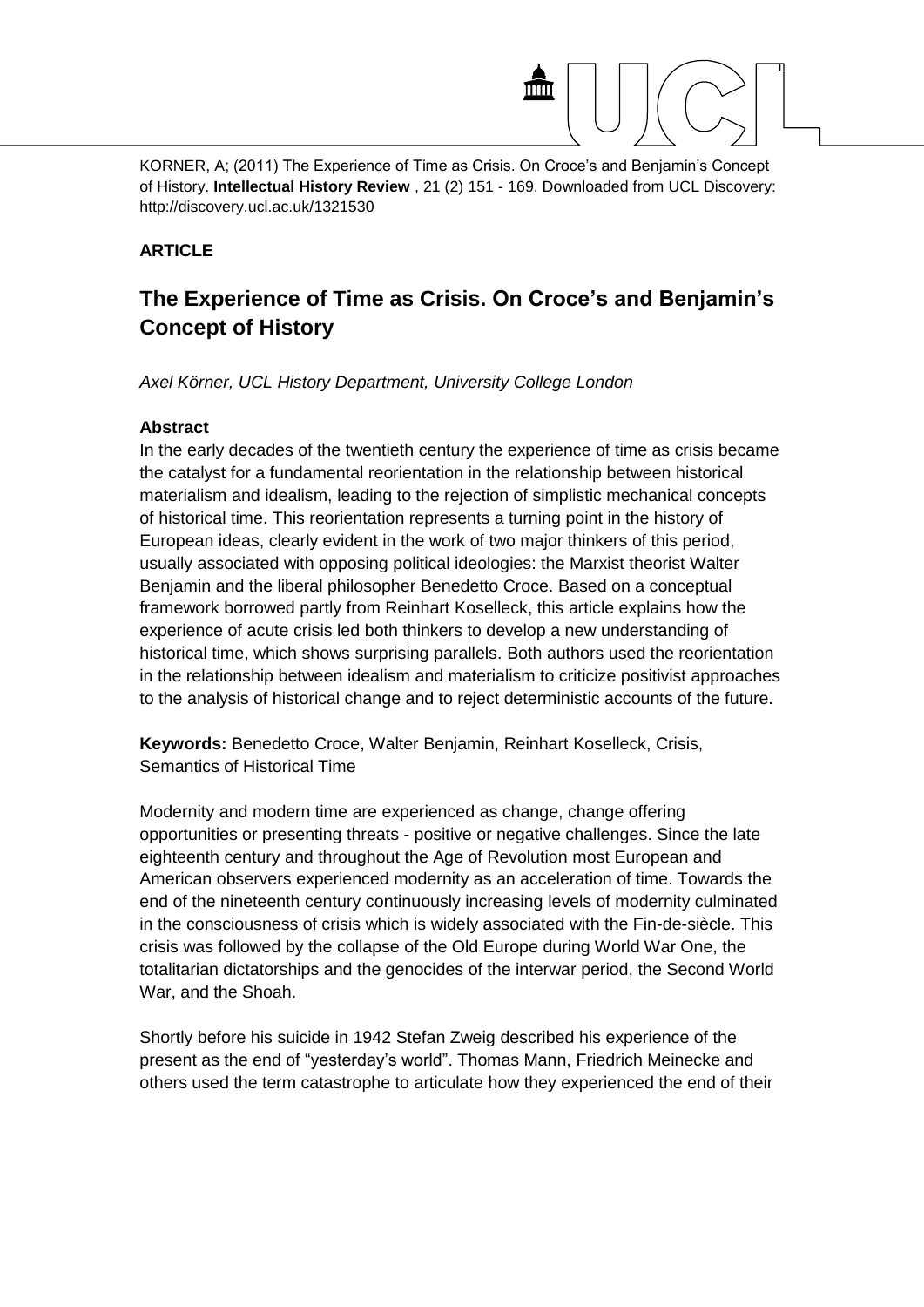KORNER, A; (2011) The Experience of Time as Crisis. On Croce's and Benjamin's Concept of History. **Intellectual History Review** , 21 (2) 151 - 169. Downloaded from UCL Discovery: http://discovery.ucl.ac.uk/1321530

**ARTICLE**

# The Experience of Time as Crisis. On Croce's and Benjamin's Concept of History

*Axel Körner, UCL History Department, University College London*

**Abstract**

In the early decades of the twentieth century the experience of time as crisis became the catalyst for a fundamental reorientation in the relationship between historical materialism and idealism, leading to the rejection of simplistic mechanical concepts of historical time. This reorientation represents a turning point in the history of European ideas, clearly evident in the work of two major thinkers of this period, usually associated with opposing political ideologies: the Marxist theorist Walter Benjamin and the liberal philosopher Benedetto Croce. Based on a conceptual framework borrowed partly from Reinhart Koselleck, this article explains how the experience of acute crisis led both thinkers to develop a new understanding of historical time, which shows surprising parallels. Both authors used the reorientation in the relationship between idealism and materialism to criticize positivist approaches to the analysis of historical change and to reject deterministic accounts of the future.

**Keywords:** Benedetto Croce, Walter Benjamin, Reinhart Koselleck, Crisis, Semantics of Historical Time

Modernity and modern time are experienced as change, change offering opportunities or presenting threats - positive or negative challenges. Since the late eighteenth century and throughout the Age of Revolution most European and American observers experienced modernity as an acceleration of time. Towards the end of the nineteenth century continuously increasing levels of modernity culminated in the consciousness of crisis which is widely associated with the Fin-de-siècle. This crisis was followed by the collapse of the Old Europe during World War One, the totalitarian dictatorships and the genocides of the interwar period, the Second World War, and the Shoah.

Shortly before his suicide in 1942 Stefan Zweig described his experience of the present as the end of "yesterday's world". Thomas Mann, Friedrich Meinecke and others used the term catastrophe to articulate how they experienced the end of their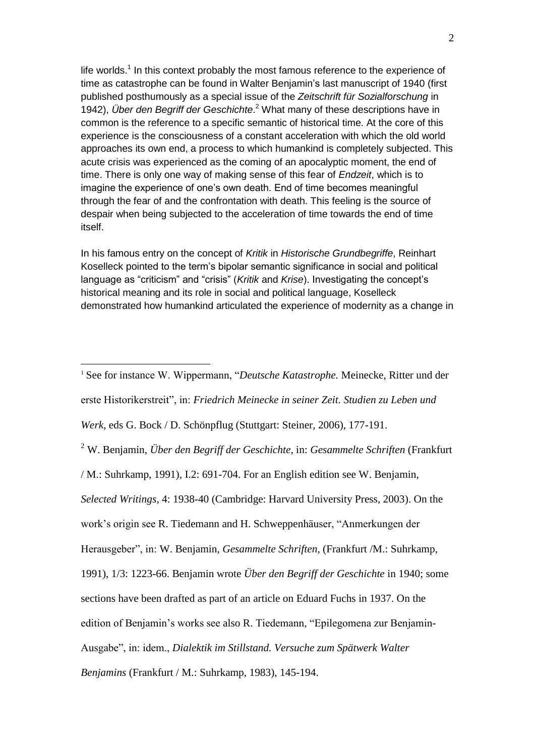life worlds.[1] In this context probably the most famous reference to the experience of time as catastrophe can be found in Walter Benjamin's last manuscript of 1940 (first published posthumously as a special issue of the *Zeitschrift für Sozialforschung* in 1942), *Über den Begriff der Geschichte*.[2] What many of these descriptions have in common is the reference to a specific semantic of historical time. At the core of this experience is the consciousness of a constant acceleration with which the old world approaches its own end, a process to which humankind is completely subjected. This acute crisis was experienced as the coming of an apocalyptic moment, the end of time. There is only one way of making sense of this fear of *Endzeit*, which is to imagine the experience of one's own death. End of time becomes meaningful through the fear of and the confrontation with death. This feeling is the source of despair when being subjected to the acceleration of time towards the end of time itself.

In his famous entry on the concept of *Kritik* in *Historische Grundbegriffe*, Reinhart Koselleck pointed to the term's bipolar semantic significance in social and political language as "criticism" and "crisis" (*Kritik* and *Krise*). Investigating the concept's historical meaning and its role in social and political language, Koselleck demonstrated how humankind articulated the experience of modernity as a change in

---

[1] See for instance W. Wippermann, "*Deutsche Katastrophe.* Meinecke, Ritter und der erste Historikerstreit", in: *Friedrich Meinecke in seiner Zeit. Studien zu Leben und Werk*, eds G. Bock / D. Schönpflug (Stuttgart: Steiner, 2006), 177-191.

[2] W. Benjamin, *Über den Begriff der Geschichte*, in: *Gesammelte Schriften* (Frankfurt / M.: Suhrkamp, 1991), I.2: 691-704. For an English edition see W. Benjamin, *Selected Writings*, 4: 1938-40 (Cambridge: Harvard University Press, 2003). On the work's origin see R. Tiedemann and H. Schweppenhäuser, "Anmerkungen der Herausgeber", in: W. Benjamin, *Gesammelte Schriften*, (Frankfurt /M.: Suhrkamp, 1991), 1/3: 1223-66. Benjamin wrote *Über den Begriff der Geschichte* in 1940; some sections have been drafted as part of an article on Eduard Fuchs in 1937. On the edition of Benjamin's works see also R. Tiedemann, "Epilegomena zur Benjamin-Ausgabe", in: idem., *Dialektik im Stillstand. Versuche zum Spätwerk Walter Benjamins* (Frankfurt / M.: Suhrkamp, 1983), 145-194.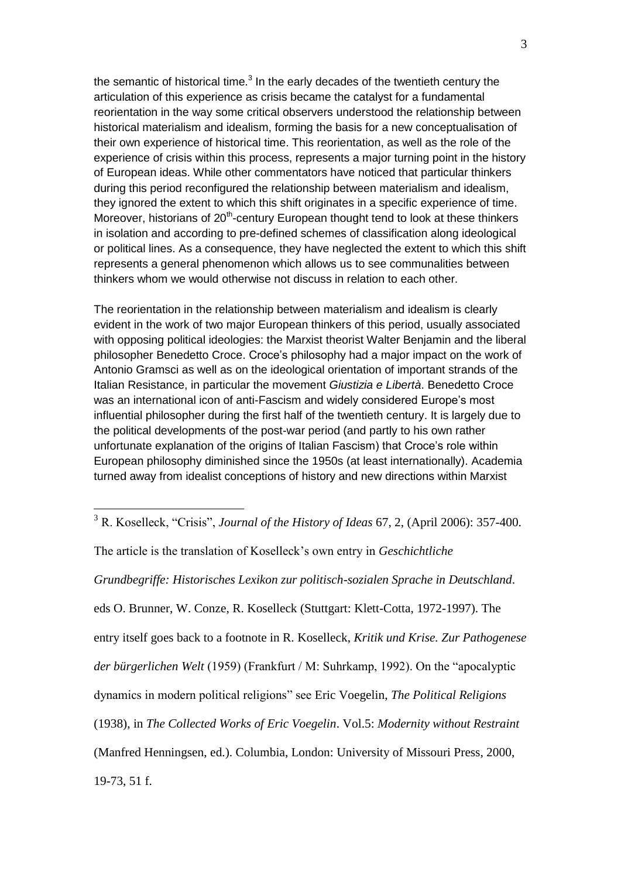the semantic of historical time.[3] In the early decades of the twentieth century the articulation of this experience as crisis became the catalyst for a fundamental reorientation in the way some critical observers understood the relationship between historical materialism and idealism, forming the basis for a new conceptualisation of their own experience of historical time. This reorientation, as well as the role of the experience of crisis within this process, represents a major turning point in the history of European ideas. While other commentators have noticed that particular thinkers during this period reconfigured the relationship between materialism and idealism, they ignored the extent to which this shift originates in a specific experience of time. Moreover, historians of 20th-century European thought tend to look at these thinkers in isolation and according to pre-defined schemes of classification along ideological or political lines. As a consequence, they have neglected the extent to which this shift represents a general phenomenon which allows us to see communalities between thinkers whom we would otherwise not discuss in relation to each other.

The reorientation in the relationship between materialism and idealism is clearly evident in the work of two major European thinkers of this period, usually associated with opposing political ideologies: the Marxist theorist Walter Benjamin and the liberal philosopher Benedetto Croce. Croce's philosophy had a major impact on the work of Antonio Gramsci as well as on the ideological orientation of important strands of the Italian Resistance, in particular the movement *Giustizia e Libertà*. Benedetto Croce was an international icon of anti-Fascism and widely considered Europe's most influential philosopher during the first half of the twentieth century. It is largely due to the political developments of the post-war period (and partly to his own rather unfortunate explanation of the origins of Italian Fascism) that Croce's role within European philosophy diminished since the 1950s (at least internationally). Academia turned away from idealist conceptions of history and new directions within Marxist

---

[3] R. Koselleck, "Crisis", *Journal of the History of Ideas* 67, 2, (April 2006): 357-400. The article is the translation of Koselleck's own entry in *Geschichtliche Grundbegriffe: Historisches Lexikon zur politisch-sozialen Sprache in Deutschland*. eds O. Brunner, W. Conze, R. Koselleck (Stuttgart: Klett-Cotta, 1972-1997). The entry itself goes back to a footnote in R. Koselleck, *Kritik und Krise. Zur Pathogenese der bürgerlichen Welt* (1959) (Frankfurt / M: Suhrkamp, 1992). On the "apocalyptic dynamics in modern political religions" see Eric Voegelin, *The Political Religions* (1938), in *The Collected Works of Eric Voegelin*. Vol.5: *Modernity without Restraint* (Manfred Henningsen, ed.). Columbia, London: University of Missouri Press, 2000, 19-73, 51 f.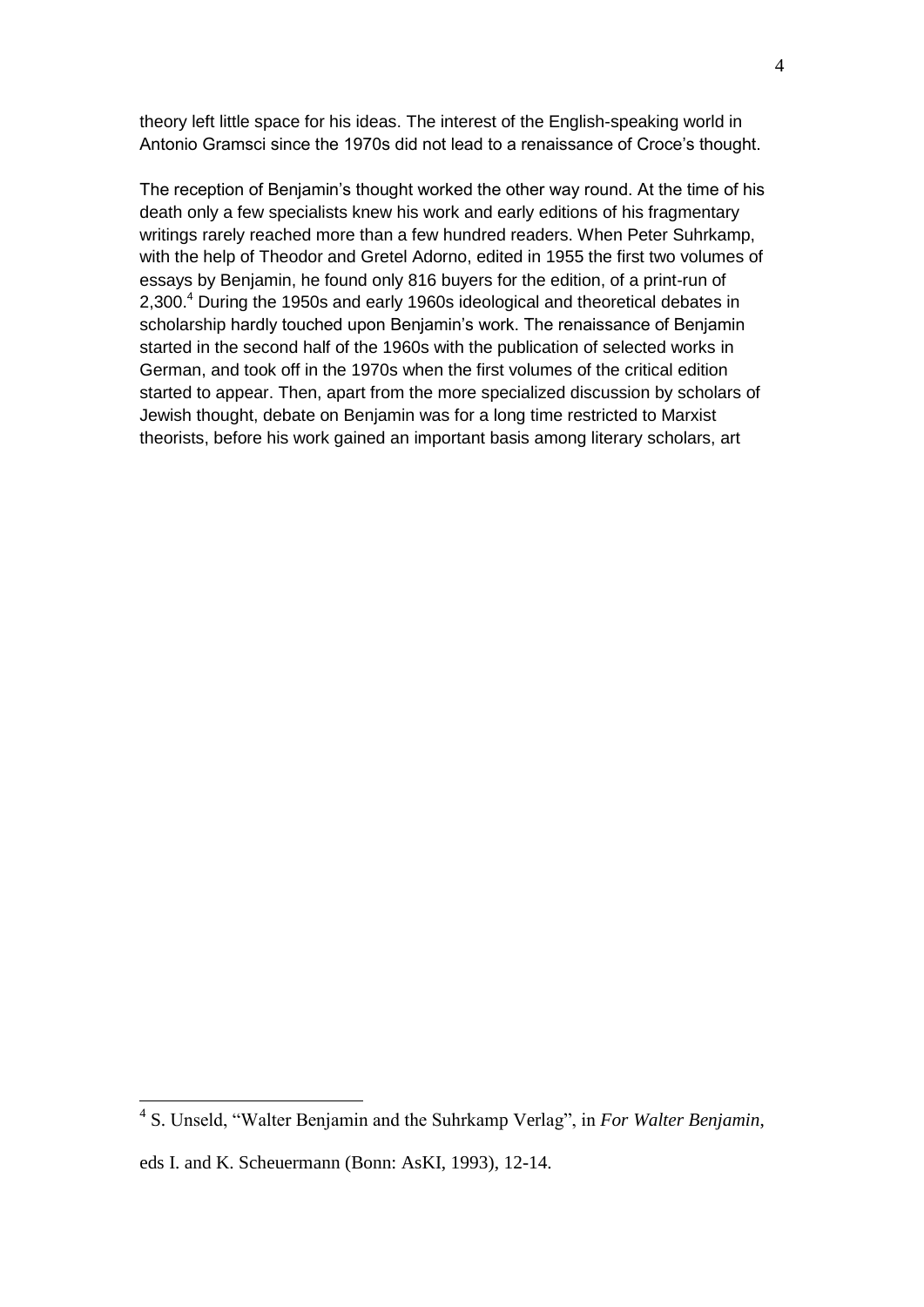theory left little space for his ideas. The interest of the English-speaking world in Antonio Gramsci since the 1970s did not lead to a renaissance of Croce's thought.

The reception of Benjamin's thought worked the other way round. At the time of his death only a few specialists knew his work and early editions of his fragmentary writings rarely reached more than a few hundred readers. When Peter Suhrkamp, with the help of Theodor and Gretel Adorno, edited in 1955 the first two volumes of essays by Benjamin, he found only 816 buyers for the edition, of a print-run of 2,300.[4] During the 1950s and early 1960s ideological and theoretical debates in scholarship hardly touched upon Benjamin's work. The renaissance of Benjamin started in the second half of the 1960s with the publication of selected works in German, and took off in the 1970s when the first volumes of the critical edition started to appear. Then, apart from the more specialized discussion by scholars of Jewish thought, debate on Benjamin was for a long time restricted to Marxist theorists, before his work gained an important basis among literary scholars, art

[4] S. Unseld, "Walter Benjamin and the Suhrkamp Verlag", in *For Walter Benjamin*, eds I. and K. Scheuermann (Bonn: AsKI, 1993), 12-14.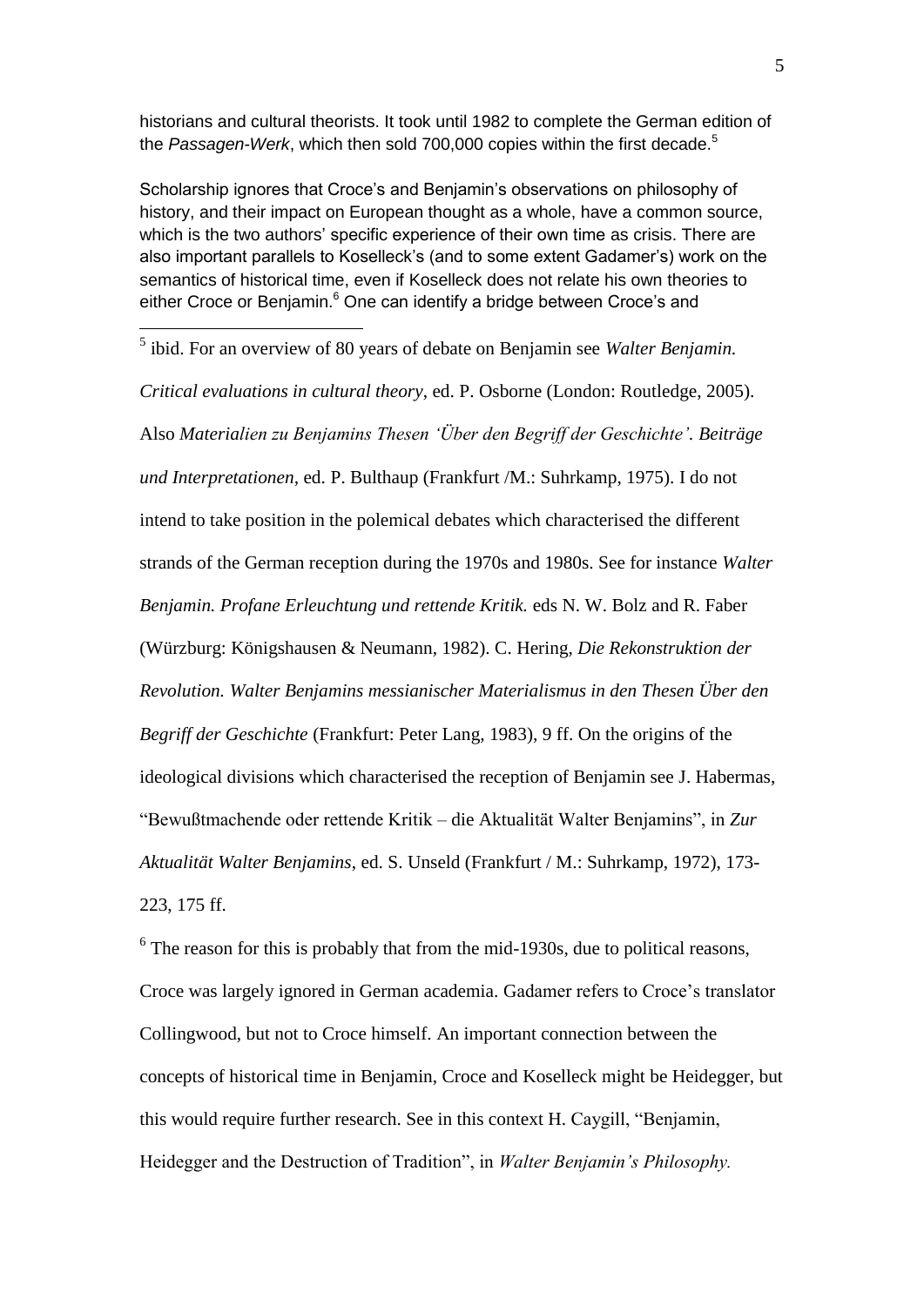historians and cultural theorists. It took until 1982 to complete the German edition of the *Passagen-Werk*, which then sold 700,000 copies within the first decade.[5]

Scholarship ignores that Croce's and Benjamin's observations on philosophy of history, and their impact on European thought as a whole, have a common source, which is the two authors' specific experience of their own time as crisis. There are also important parallels to Koselleck's (and to some extent Gadamer's) work on the semantics of historical time, even if Koselleck does not relate his own theories to either Croce or Benjamin.[6] One can identify a bridge between Croce's and

---

[5] ibid. For an overview of 80 years of debate on Benjamin see *Walter Benjamin. Critical evaluations in cultural theory*, ed. P. Osborne (London: Routledge, 2005). Also *Materialien zu Benjamins Thesen 'Über den Begriff der Geschichte'. Beiträge und Interpretationen*, ed. P. Bulthaup (Frankfurt /M.: Suhrkamp, 1975). I do not intend to take position in the polemical debates which characterised the different strands of the German reception during the 1970s and 1980s. See for instance *Walter Benjamin. Profane Erleuchtung und rettende Kritik.* eds N. W. Bolz and R. Faber (Würzburg: Königshausen & Neumann, 1982). C. Hering, *Die Rekonstruktion der Revolution. Walter Benjamins messianischer Materialismus in den Thesen Über den Begriff der Geschichte* (Frankfurt: Peter Lang, 1983), 9 ff. On the origins of the ideological divisions which characterised the reception of Benjamin see J. Habermas, "Bewußtmachende oder rettende Kritik – die Aktualität Walter Benjamins", in *Zur Aktualität Walter Benjamins*, ed. S. Unseld (Frankfurt / M.: Suhrkamp, 1972), 173-223, 175 ff.

[6] The reason for this is probably that from the mid-1930s, due to political reasons, Croce was largely ignored in German academia. Gadamer refers to Croce's translator Collingwood, but not to Croce himself. An important connection between the concepts of historical time in Benjamin, Croce and Koselleck might be Heidegger, but this would require further research. See in this context H. Caygill, "Benjamin, Heidegger and the Destruction of Tradition", in *Walter Benjamin's Philosophy.*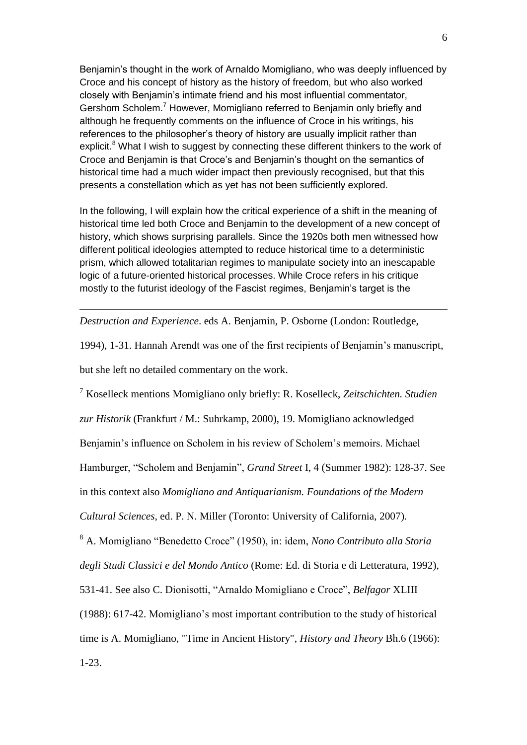Benjamin's thought in the work of Arnaldo Momigliano, who was deeply influenced by Croce and his concept of history as the history of freedom, but who also worked closely with Benjamin's intimate friend and his most influential commentator, Gershom Scholem.[7] However, Momigliano referred to Benjamin only briefly and although he frequently comments on the influence of Croce in his writings, his references to the philosopher's theory of history are usually implicit rather than explicit.[8] What I wish to suggest by connecting these different thinkers to the work of Croce and Benjamin is that Croce's and Benjamin's thought on the semantics of historical time had a much wider impact then previously recognised, but that this presents a constellation which as yet has not been sufficiently explored.

In the following, I will explain how the critical experience of a shift in the meaning of historical time led both Croce and Benjamin to the development of a new concept of history, which shows surprising parallels. Since the 1920s both men witnessed how different political ideologies attempted to reduce historical time to a deterministic prism, which allowed totalitarian regimes to manipulate society into an inescapable logic of a future-oriented historical processes. While Croce refers in his critique mostly to the futurist ideology of the Fascist regimes, Benjamin's target is the

---

*Destruction and Experience*. eds A. Benjamin, P. Osborne (London: Routledge, 1994), 1-31. Hannah Arendt was one of the first recipients of Benjamin's manuscript, but she left no detailed commentary on the work.

[7] Koselleck mentions Momigliano only briefly: R. Koselleck, *Zeitschichten. Studien zur Historik* (Frankfurt / M.: Suhrkamp, 2000), 19. Momigliano acknowledged Benjamin's influence on Scholem in his review of Scholem's memoirs. Michael Hamburger, "Scholem and Benjamin", *Grand Street* I, 4 (Summer 1982): 128-37. See in this context also *Momigliano and Antiquarianism. Foundations of the Modern Cultural Sciences*, ed. P. N. Miller (Toronto: University of California, 2007).

[8] A. Momigliano "Benedetto Croce" (1950), in: idem, *Nono Contributo alla Storia degli Studi Classici e del Mondo Antico* (Rome: Ed. di Storia e di Letteratura, 1992), 531-41. See also C. Dionisotti, "Arnaldo Momigliano e Croce", *Belfagor* XLIII (1988): 617-42. Momigliano's most important contribution to the study of historical time is A. Momigliano, "Time in Ancient History", *History and Theory* Bh.6 (1966): 1-23.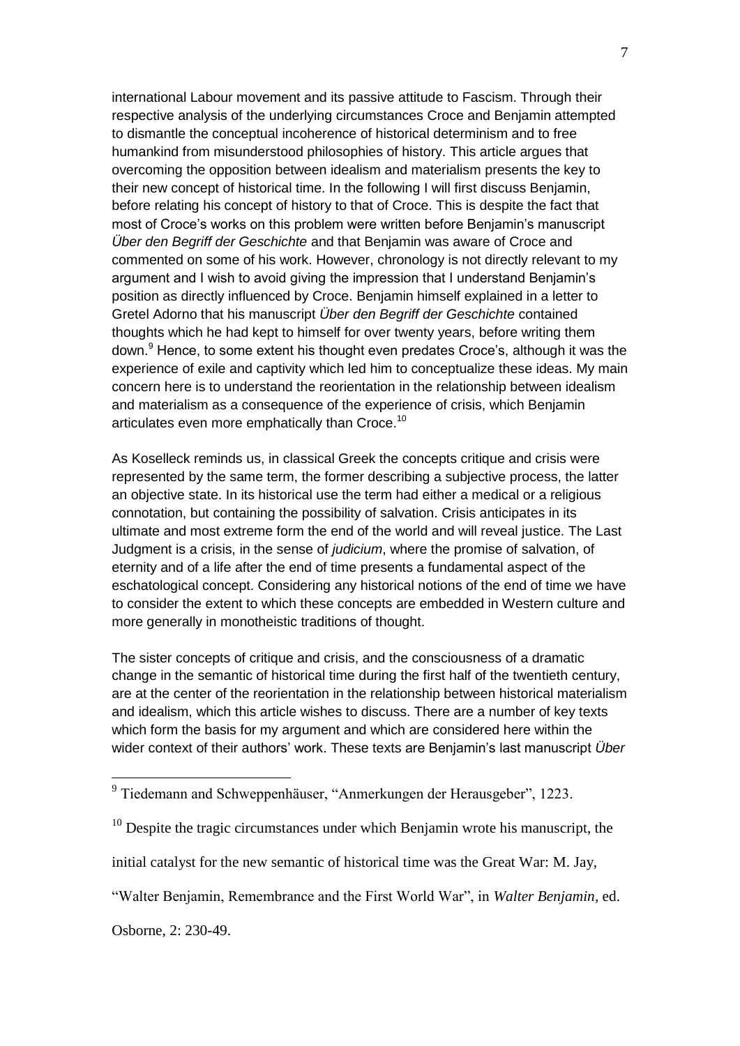international Labour movement and its passive attitude to Fascism. Through their respective analysis of the underlying circumstances Croce and Benjamin attempted to dismantle the conceptual incoherence of historical determinism and to free humankind from misunderstood philosophies of history. This article argues that overcoming the opposition between idealism and materialism presents the key to their new concept of historical time. In the following I will first discuss Benjamin, before relating his concept of history to that of Croce. This is despite the fact that most of Croce's works on this problem were written before Benjamin's manuscript *Über den Begriff der Geschichte* and that Benjamin was aware of Croce and commented on some of his work. However, chronology is not directly relevant to my argument and I wish to avoid giving the impression that I understand Benjamin's position as directly influenced by Croce. Benjamin himself explained in a letter to Gretel Adorno that his manuscript *Über den Begriff der Geschichte* contained thoughts which he had kept to himself for over twenty years, before writing them down.[9] Hence, to some extent his thought even predates Croce's, although it was the experience of exile and captivity which led him to conceptualize these ideas. My main concern here is to understand the reorientation in the relationship between idealism and materialism as a consequence of the experience of crisis, which Benjamin articulates even more emphatically than Croce.[10]

As Koselleck reminds us, in classical Greek the concepts critique and crisis were represented by the same term, the former describing a subjective process, the latter an objective state. In its historical use the term had either a medical or a religious connotation, but containing the possibility of salvation. Crisis anticipates in its ultimate and most extreme form the end of the world and will reveal justice. The Last Judgment is a crisis, in the sense of *judicium*, where the promise of salvation, of eternity and of a life after the end of time presents a fundamental aspect of the eschatological concept. Considering any historical notions of the end of time we have to consider the extent to which these concepts are embedded in Western culture and more generally in monotheistic traditions of thought.

The sister concepts of critique and crisis, and the consciousness of a dramatic change in the semantic of historical time during the first half of the twentieth century, are at the center of the reorientation in the relationship between historical materialism and idealism, which this article wishes to discuss. There are a number of key texts which form the basis for my argument and which are considered here within the wider context of their authors' work. These texts are Benjamin's last manuscript *Über*

---

[9] Tiedemann and Schweppenhäuser, "Anmerkungen der Herausgeber", 1223.

[10] Despite the tragic circumstances under which Benjamin wrote his manuscript, the initial catalyst for the new semantic of historical time was the Great War: M. Jay, "Walter Benjamin, Remembrance and the First World War", in *Walter Benjamin,* ed. Osborne, 2: 230-49.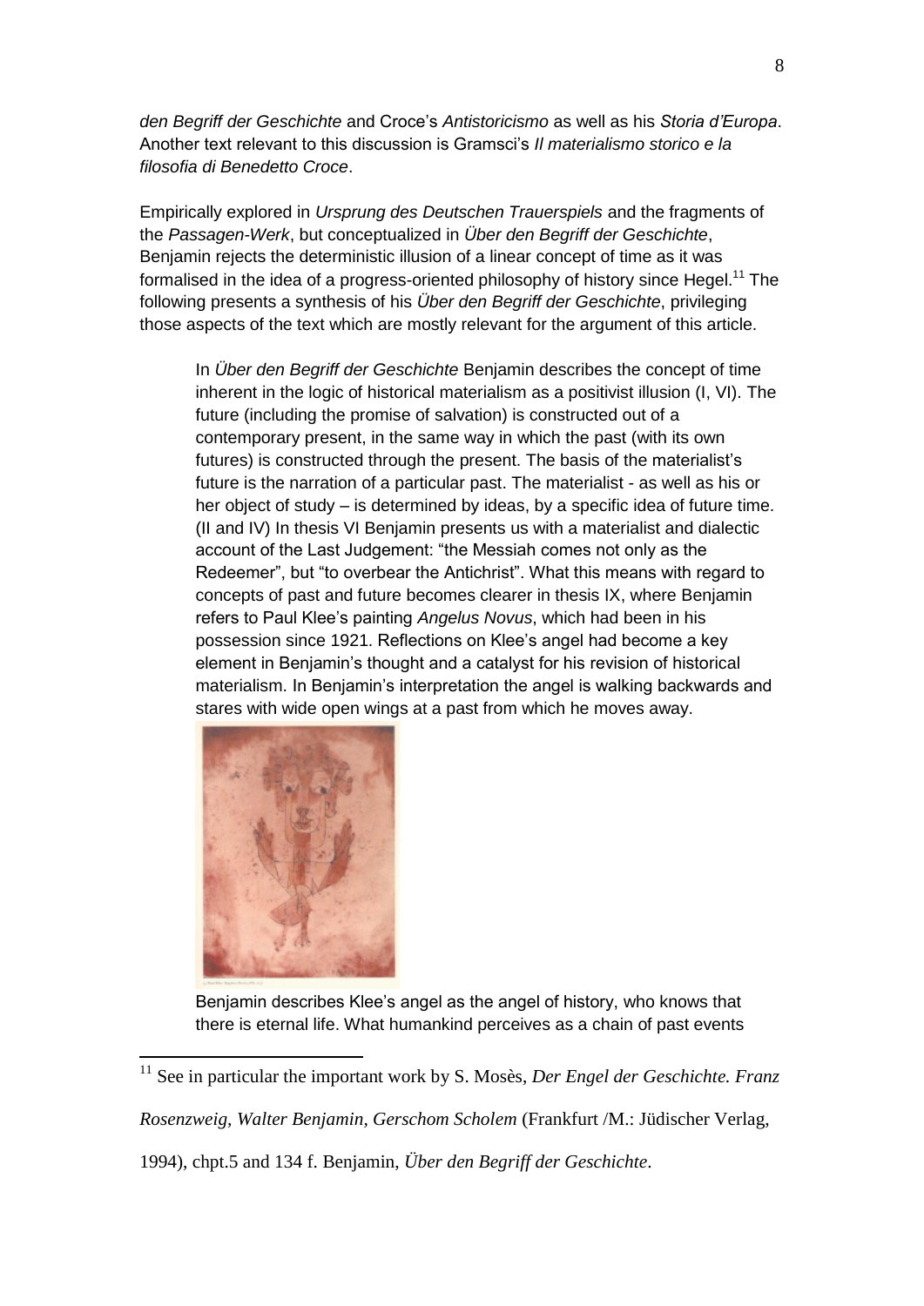*den Begriff der Geschichte* and Croce's *Antistoricismo* as well as his *Storia d'Europa*. Another text relevant to this discussion is Gramsci's *Il materialismo storico e la filosofia di Benedetto Croce*.

Empirically explored in *Ursprung des Deutschen Trauerspiels* and the fragments of the *Passagen-Werk*, but conceptualized in *Über den Begriff der Geschichte*, Benjamin rejects the deterministic illusion of a linear concept of time as it was formalised in the idea of a progress-oriented philosophy of history since Hegel.[11] The following presents a synthesis of his *Über den Begriff der Geschichte*, privileging those aspects of the text which are mostly relevant for the argument of this article.

> In *Über den Begriff der Geschichte* Benjamin describes the concept of time inherent in the logic of historical materialism as a positivist illusion (I, VI). The future (including the promise of salvation) is constructed out of a contemporary present, in the same way in which the past (with its own futures) is constructed through the present. The basis of the materialist's future is the narration of a particular past. The materialist - as well as his or her object of study – is determined by ideas, by a specific idea of future time. (II and IV) In thesis VI Benjamin presents us with a materialist and dialectic account of the Last Judgement: "the Messiah comes not only as the Redeemer", but "to overbear the Antichrist". What this means with regard to concepts of past and future becomes clearer in thesis IX, where Benjamin refers to Paul Klee's painting *Angelus Novus*, which had been in his possession since 1921. Reflections on Klee's angel had become a key element in Benjamin's thought and a catalyst for his revision of historical materialism. In Benjamin's interpretation the angel is walking backwards and stares with wide open wings at a past from which he moves away.
>
> Benjamin describes Klee's angel as the angel of history, who knows that there is eternal life. What humankind perceives as a chain of past events

[11] See in particular the important work by S. Mosès, *Der Engel der Geschichte. Franz Rosenzweig, Walter Benjamin, Gerschom Scholem* (Frankfurt /M.: Jüdischer Verlag, 1994), chpt.5 and 134 f. Benjamin, *Über den Begriff der Geschichte*.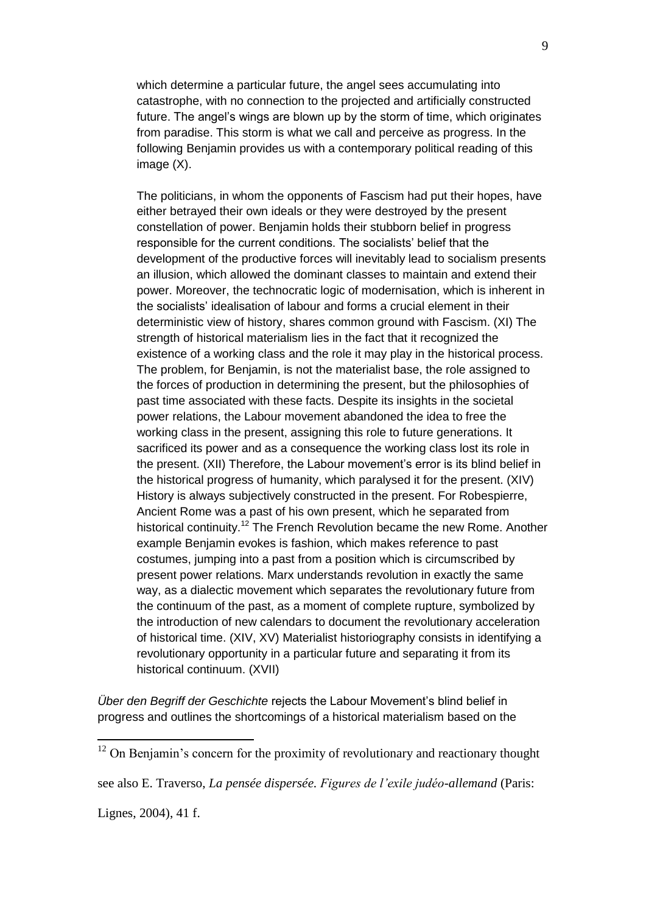which determine a particular future, the angel sees accumulating into catastrophe, with no connection to the projected and artificially constructed future. The angel's wings are blown up by the storm of time, which originates from paradise. This storm is what we call and perceive as progress. In the following Benjamin provides us with a contemporary political reading of this image (X).

The politicians, in whom the opponents of Fascism had put their hopes, have either betrayed their own ideals or they were destroyed by the present constellation of power. Benjamin holds their stubborn belief in progress responsible for the current conditions. The socialists' belief that the development of the productive forces will inevitably lead to socialism presents an illusion, which allowed the dominant classes to maintain and extend their power. Moreover, the technocratic logic of modernisation, which is inherent in the socialists' idealisation of labour and forms a crucial element in their deterministic view of history, shares common ground with Fascism. (XI) The strength of historical materialism lies in the fact that it recognized the existence of a working class and the role it may play in the historical process. The problem, for Benjamin, is not the materialist base, the role assigned to the forces of production in determining the present, but the philosophies of past time associated with these facts. Despite its insights in the societal power relations, the Labour movement abandoned the idea to free the working class in the present, assigning this role to future generations. It sacrificed its power and as a consequence the working class lost its role in the present. (XII) Therefore, the Labour movement's error is its blind belief in the historical progress of humanity, which paralysed it for the present. (XIV) History is always subjectively constructed in the present. For Robespierre, Ancient Rome was a past of his own present, which he separated from historical continuity.[12] The French Revolution became the new Rome. Another example Benjamin evokes is fashion, which makes reference to past costumes, jumping into a past from a position which is circumscribed by present power relations. Marx understands revolution in exactly the same way, as a dialectic movement which separates the revolutionary future from the continuum of the past, as a moment of complete rupture, symbolized by the introduction of new calendars to document the revolutionary acceleration of historical time. (XIV, XV) Materialist historiography consists in identifying a revolutionary opportunity in a particular future and separating it from its historical continuum. (XVII)

*Über den Begriff der Geschichte* rejects the Labour Movement's blind belief in progress and outlines the shortcomings of a historical materialism based on the

[12] On Benjamin's concern for the proximity of revolutionary and reactionary thought see also E. Traverso, *La pensée dispersée. Figures de l'exile judéo-allemand* (Paris: Lignes, 2004), 41 f.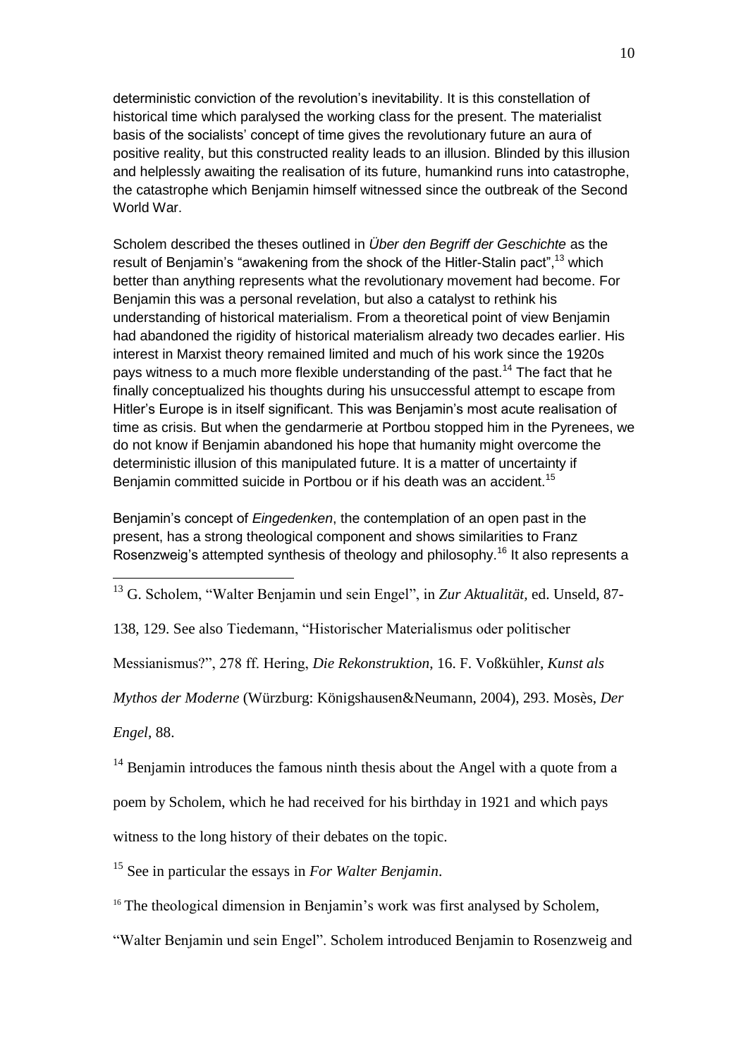deterministic conviction of the revolution's inevitability. It is this constellation of historical time which paralysed the working class for the present. The materialist basis of the socialists' concept of time gives the revolutionary future an aura of positive reality, but this constructed reality leads to an illusion. Blinded by this illusion and helplessly awaiting the realisation of its future, humankind runs into catastrophe, the catastrophe which Benjamin himself witnessed since the outbreak of the Second World War.

Scholem described the theses outlined in *Über den Begriff der Geschichte* as the result of Benjamin's "awakening from the shock of the Hitler-Stalin pact",[13] which better than anything represents what the revolutionary movement had become. For Benjamin this was a personal revelation, but also a catalyst to rethink his understanding of historical materialism. From a theoretical point of view Benjamin had abandoned the rigidity of historical materialism already two decades earlier. His interest in Marxist theory remained limited and much of his work since the 1920s pays witness to a much more flexible understanding of the past.[14] The fact that he finally conceptualized his thoughts during his unsuccessful attempt to escape from Hitler's Europe is in itself significant. This was Benjamin's most acute realisation of time as crisis. But when the gendarmerie at Portbou stopped him in the Pyrenees, we do not know if Benjamin abandoned his hope that humanity might overcome the deterministic illusion of this manipulated future. It is a matter of uncertainty if Benjamin committed suicide in Portbou or if his death was an accident.[15]

Benjamin's concept of *Eingedenken*, the contemplation of an open past in the present, has a strong theological component and shows similarities to Franz Rosenzweig's attempted synthesis of theology and philosophy.[16] It also represents a

---

[13] G. Scholem, "Walter Benjamin und sein Engel", in *Zur Aktualität,* ed. Unseld, 87-138, 129. See also Tiedemann, "Historischer Materialismus oder politischer Messianismus?", 278 ff. Hering, *Die Rekonstruktion*, 16. F. Voßkühler, *Kunst als Mythos der Moderne* (Würzburg: Königshausen&Neumann, 2004), 293. Mosès, *Der Engel*, 88.

[14] Benjamin introduces the famous ninth thesis about the Angel with a quote from a poem by Scholem, which he had received for his birthday in 1921 and which pays witness to the long history of their debates on the topic.

[15] See in particular the essays in *For Walter Benjamin*.

[16] The theological dimension in Benjamin's work was first analysed by Scholem, "Walter Benjamin und sein Engel". Scholem introduced Benjamin to Rosenzweig and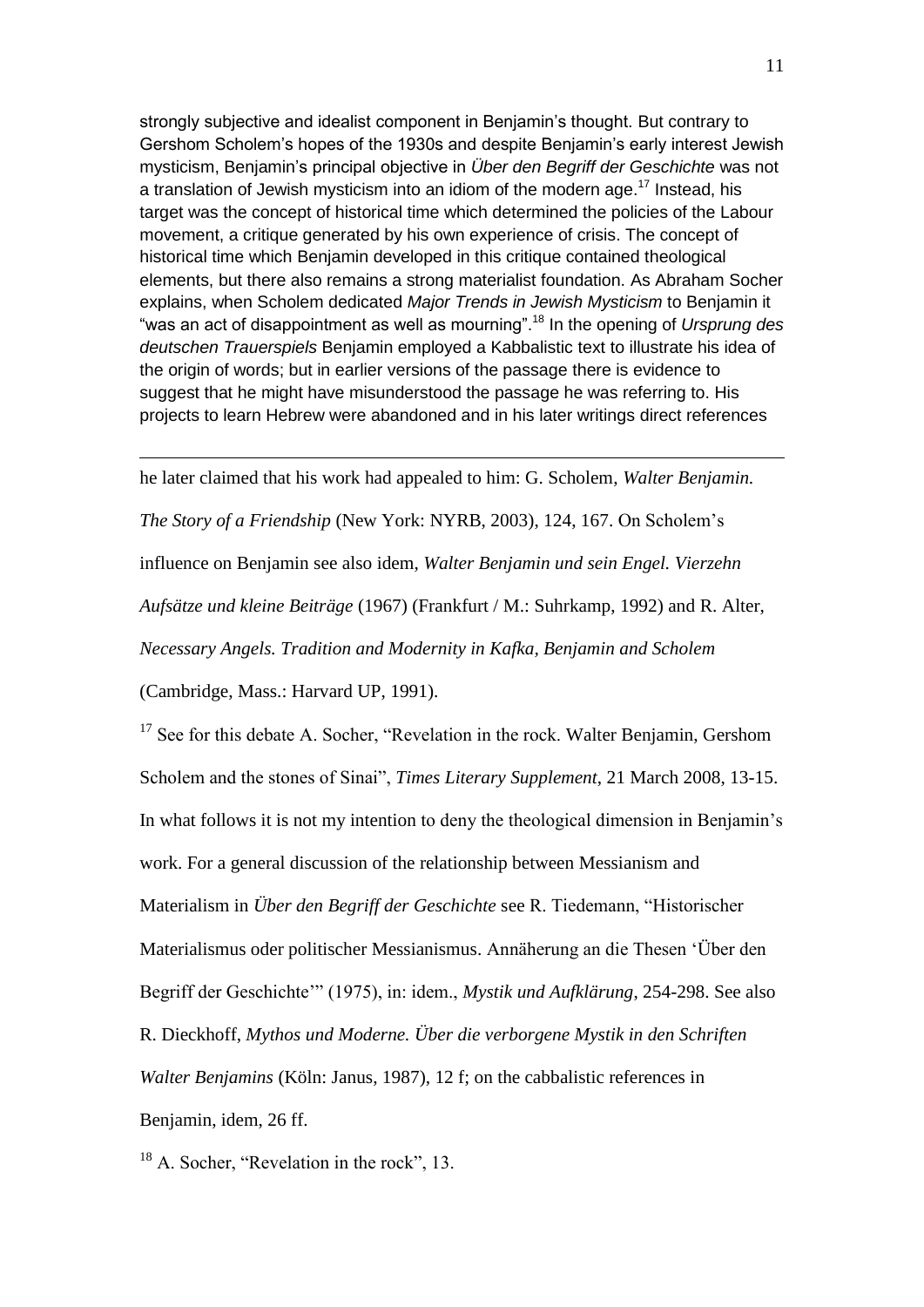strongly subjective and idealist component in Benjamin's thought. But contrary to Gershom Scholem's hopes of the 1930s and despite Benjamin's early interest Jewish mysticism, Benjamin's principal objective in *Über den Begriff der Geschichte* was not a translation of Jewish mysticism into an idiom of the modern age.[17] Instead, his target was the concept of historical time which determined the policies of the Labour movement, a critique generated by his own experience of crisis. The concept of historical time which Benjamin developed in this critique contained theological elements, but there also remains a strong materialist foundation. As Abraham Socher explains, when Scholem dedicated *Major Trends in Jewish Mysticism* to Benjamin it "was an act of disappointment as well as mourning".[18] In the opening of *Ursprung des deutschen Trauerspiels* Benjamin employed a Kabbalistic text to illustrate his idea of the origin of words; but in earlier versions of the passage there is evidence to suggest that he might have misunderstood the passage he was referring to. His projects to learn Hebrew were abandoned and in his later writings direct references

---

he later claimed that his work had appealed to him: G. Scholem, *Walter Benjamin. The Story of a Friendship* (New York: NYRB, 2003), 124, 167. On Scholem's influence on Benjamin see also idem, *Walter Benjamin und sein Engel. Vierzehn Aufsätze und kleine Beiträge* (1967) (Frankfurt / M.: Suhrkamp, 1992) and R. Alter, *Necessary Angels. Tradition and Modernity in Kafka, Benjamin and Scholem* (Cambridge, Mass.: Harvard UP, 1991).

[17] See for this debate A. Socher, "Revelation in the rock. Walter Benjamin, Gershom Scholem and the stones of Sinai", *Times Literary Supplement*, 21 March 2008, 13-15. In what follows it is not my intention to deny the theological dimension in Benjamin's work. For a general discussion of the relationship between Messianism and Materialism in *Über den Begriff der Geschichte* see R. Tiedemann, "Historischer Materialismus oder politischer Messianismus. Annäherung an die Thesen 'Über den Begriff der Geschichte'" (1975), in: idem., *Mystik und Aufklärung*, 254-298. See also R. Dieckhoff, *Mythos und Moderne. Über die verborgene Mystik in den Schriften Walter Benjamins* (Köln: Janus, 1987), 12 f; on the cabbalistic references in Benjamin, idem, 26 ff.

[18] A. Socher, "Revelation in the rock", 13.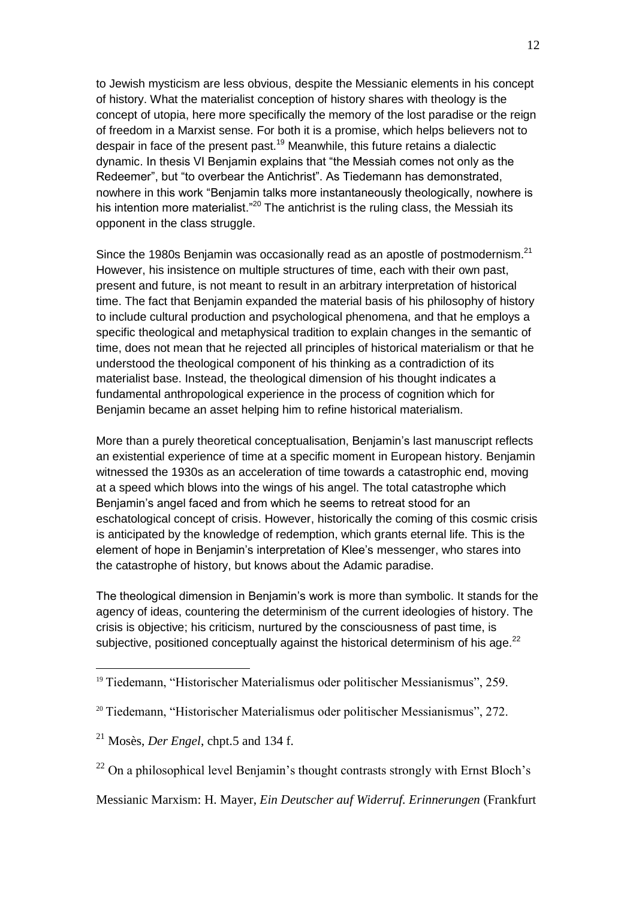to Jewish mysticism are less obvious, despite the Messianic elements in his concept of history. What the materialist conception of history shares with theology is the concept of utopia, here more specifically the memory of the lost paradise or the reign of freedom in a Marxist sense. For both it is a promise, which helps believers not to despair in face of the present past.[19] Meanwhile, this future retains a dialectic dynamic. In thesis VI Benjamin explains that "the Messiah comes not only as the Redeemer", but "to overbear the Antichrist". As Tiedemann has demonstrated, nowhere in this work "Benjamin talks more instantaneously theologically, nowhere is his intention more materialist."[20] The antichrist is the ruling class, the Messiah its opponent in the class struggle.

Since the 1980s Benjamin was occasionally read as an apostle of postmodernism.[21] However, his insistence on multiple structures of time, each with their own past, present and future, is not meant to result in an arbitrary interpretation of historical time. The fact that Benjamin expanded the material basis of his philosophy of history to include cultural production and psychological phenomena, and that he employs a specific theological and metaphysical tradition to explain changes in the semantic of time, does not mean that he rejected all principles of historical materialism or that he understood the theological component of his thinking as a contradiction of its materialist base. Instead, the theological dimension of his thought indicates a fundamental anthropological experience in the process of cognition which for Benjamin became an asset helping him to refine historical materialism.

More than a purely theoretical conceptualisation, Benjamin's last manuscript reflects an existential experience of time at a specific moment in European history. Benjamin witnessed the 1930s as an acceleration of time towards a catastrophic end, moving at a speed which blows into the wings of his angel. The total catastrophe which Benjamin's angel faced and from which he seems to retreat stood for an eschatological concept of crisis. However, historically the coming of this cosmic crisis is anticipated by the knowledge of redemption, which grants eternal life. This is the element of hope in Benjamin's interpretation of Klee's messenger, who stares into the catastrophe of history, but knows about the Adamic paradise.

The theological dimension in Benjamin's work is more than symbolic. It stands for the agency of ideas, countering the determinism of the current ideologies of history. The crisis is objective; his criticism, nurtured by the consciousness of past time, is subjective, positioned conceptually against the historical determinism of his age.[22]

---

[19] Tiedemann, "Historischer Materialismus oder politischer Messianismus", 259.

[20] Tiedemann, "Historischer Materialismus oder politischer Messianismus", 272.

[21] Mosès, *Der Engel*, chpt.5 and 134 f.

[22] On a philosophical level Benjamin's thought contrasts strongly with Ernst Bloch's Messianic Marxism: H. Mayer, *Ein Deutscher auf Widerruf. Erinnerungen* (Frankfurt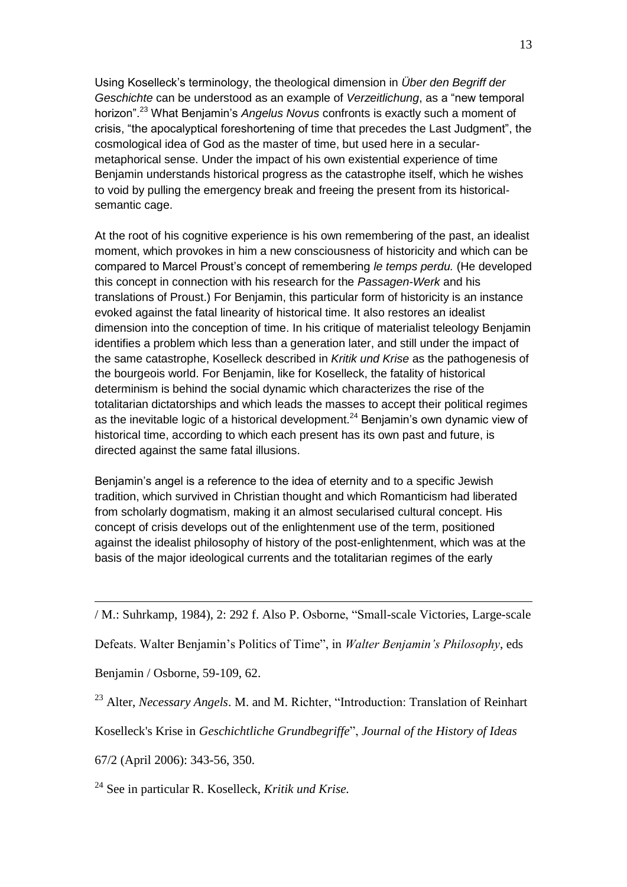Using Koselleck's terminology, the theological dimension in *Über den Begriff der Geschichte* can be understood as an example of *Verzeitlichung*, as a "new temporal horizon".[23] What Benjamin's *Angelus Novus* confronts is exactly such a moment of crisis, "the apocalyptical foreshortening of time that precedes the Last Judgment", the cosmological idea of God as the master of time, but used here in a secular-metaphorical sense. Under the impact of his own existential experience of time Benjamin understands historical progress as the catastrophe itself, which he wishes to void by pulling the emergency break and freeing the present from its historical-semantic cage.

At the root of his cognitive experience is his own remembering of the past, an idealist moment, which provokes in him a new consciousness of historicity and which can be compared to Marcel Proust's concept of remembering *le temps perdu.* (He developed this concept in connection with his research for the *Passagen-Werk* and his translations of Proust.) For Benjamin, this particular form of historicity is an instance evoked against the fatal linearity of historical time. It also restores an idealist dimension into the conception of time. In his critique of materialist teleology Benjamin identifies a problem which less than a generation later, and still under the impact of the same catastrophe, Koselleck described in *Kritik und Krise* as the pathogenesis of the bourgeois world. For Benjamin, like for Koselleck, the fatality of historical determinism is behind the social dynamic which characterizes the rise of the totalitarian dictatorships and which leads the masses to accept their political regimes as the inevitable logic of a historical development.[24] Benjamin's own dynamic view of historical time, according to which each present has its own past and future, is directed against the same fatal illusions.

Benjamin's angel is a reference to the idea of eternity and to a specific Jewish tradition, which survived in Christian thought and which Romanticism had liberated from scholarly dogmatism, making it an almost secularised cultural concept. His concept of crisis develops out of the enlightenment use of the term, positioned against the idealist philosophy of history of the post-enlightenment, which was at the basis of the major ideological currents and the totalitarian regimes of the early

---

/ M.: Suhrkamp, 1984), 2: 292 f. Also P. Osborne, "Small-scale Victories, Large-scale Defeats. Walter Benjamin's Politics of Time", in *Walter Benjamin's Philosophy*, eds Benjamin / Osborne, 59-109, 62.

[23] Alter, *Necessary Angels*. M. and M. Richter, "Introduction: Translation of Reinhart Koselleck's Krise in *Geschichtliche Grundbegriffe*", *Journal of the History of Ideas* 67/2 (April 2006): 343-56, 350.

[24] See in particular R. Koselleck, *Kritik und Krise.*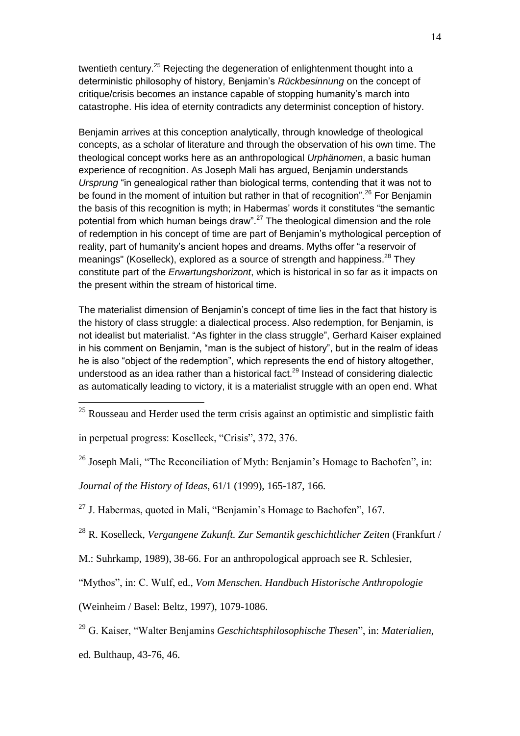twentieth century.[25] Rejecting the degeneration of enlightenment thought into a deterministic philosophy of history, Benjamin's *Rückbesinnung* on the concept of critique/crisis becomes an instance capable of stopping humanity's march into catastrophe. His idea of eternity contradicts any determinist conception of history.

Benjamin arrives at this conception analytically, through knowledge of theological concepts, as a scholar of literature and through the observation of his own time. The theological concept works here as an anthropological *Urphänomen*, a basic human experience of recognition. As Joseph Mali has argued, Benjamin understands *Ursprung* "in genealogical rather than biological terms, contending that it was not to be found in the moment of intuition but rather in that of recognition".[26] For Benjamin the basis of this recognition is myth; in Habermas' words it constitutes "the semantic potential from which human beings draw".[27] The theological dimension and the role of redemption in his concept of time are part of Benjamin's mythological perception of reality, part of humanity's ancient hopes and dreams. Myths offer "a reservoir of meanings" (Koselleck), explored as a source of strength and happiness.[28] They constitute part of the *Erwartungshorizont*, which is historical in so far as it impacts on the present within the stream of historical time.

The materialist dimension of Benjamin's concept of time lies in the fact that history is the history of class struggle: a dialectical process. Also redemption, for Benjamin, is not idealist but materialist. "As fighter in the class struggle", Gerhard Kaiser explained in his comment on Benjamin, "man is the subject of history", but in the realm of ideas he is also "object of the redemption", which represents the end of history altogether, understood as an idea rather than a historical fact.[29] Instead of considering dialectic as automatically leading to victory, it is a materialist struggle with an open end. What

---

[25] Rousseau and Herder used the term crisis against an optimistic and simplistic faith in perpetual progress: Koselleck, "Crisis", 372, 376.

[26] Joseph Mali, "The Reconciliation of Myth: Benjamin's Homage to Bachofen", in: *Journal of the History of Ideas*, 61/1 (1999), 165-187, 166.

[27] J. Habermas, quoted in Mali, "Benjamin's Homage to Bachofen", 167.

[28] R. Koselleck, *Vergangene Zukunft. Zur Semantik geschichtlicher Zeiten* (Frankfurt / M.: Suhrkamp, 1989), 38-66. For an anthropological approach see R. Schlesier, "Mythos", in: C. Wulf, ed., *Vom Menschen. Handbuch Historische Anthropologie* (Weinheim / Basel: Beltz, 1997), 1079-1086.

[29] G. Kaiser, "Walter Benjamins *Geschichtsphilosophische Thesen*", in: *Materialien*, ed. Bulthaup, 43-76, 46.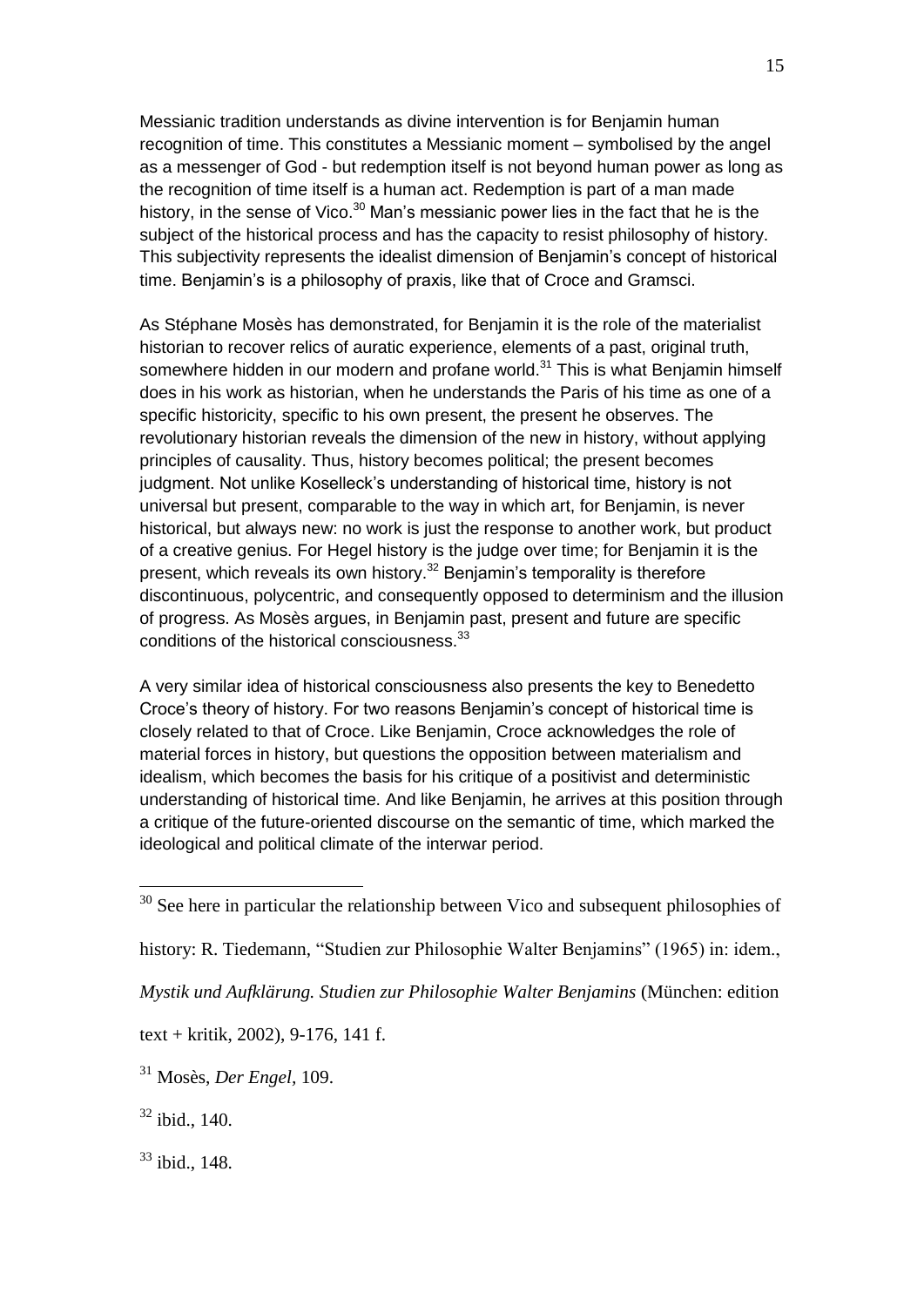Messianic tradition understands as divine intervention is for Benjamin human recognition of time. This constitutes a Messianic moment – symbolised by the angel as a messenger of God - but redemption itself is not beyond human power as long as the recognition of time itself is a human act. Redemption is part of a man made history, in the sense of Vico.[30] Man's messianic power lies in the fact that he is the subject of the historical process and has the capacity to resist philosophy of history. This subjectivity represents the idealist dimension of Benjamin's concept of historical time. Benjamin's is a philosophy of praxis, like that of Croce and Gramsci.

As Stéphane Mosès has demonstrated, for Benjamin it is the role of the materialist historian to recover relics of auratic experience, elements of a past, original truth, somewhere hidden in our modern and profane world.[31] This is what Benjamin himself does in his work as historian, when he understands the Paris of his time as one of a specific historicity, specific to his own present, the present he observes. The revolutionary historian reveals the dimension of the new in history, without applying principles of causality. Thus, history becomes political; the present becomes judgment. Not unlike Koselleck's understanding of historical time, history is not universal but present, comparable to the way in which art, for Benjamin, is never historical, but always new: no work is just the response to another work, but product of a creative genius. For Hegel history is the judge over time; for Benjamin it is the present, which reveals its own history.[32] Benjamin's temporality is therefore discontinuous, polycentric, and consequently opposed to determinism and the illusion of progress. As Mosès argues, in Benjamin past, present and future are specific conditions of the historical consciousness.[33]

A very similar idea of historical consciousness also presents the key to Benedetto Croce's theory of history. For two reasons Benjamin's concept of historical time is closely related to that of Croce. Like Benjamin, Croce acknowledges the role of material forces in history, but questions the opposition between materialism and idealism, which becomes the basis for his critique of a positivist and deterministic understanding of historical time. And like Benjamin, he arrives at this position through a critique of the future-oriented discourse on the semantic of time, which marked the ideological and political climate of the interwar period.

---

[30] See here in particular the relationship between Vico and subsequent philosophies of history: R. Tiedemann, "Studien zur Philosophie Walter Benjamins" (1965) in: idem., *Mystik und Aufklärung. Studien zur Philosophie Walter Benjamins* (München: edition text + kritik, 2002), 9-176, 141 f.

[31] Mosès, *Der Engel,* 109.

[32] ibid., 140.

[33] ibid., 148.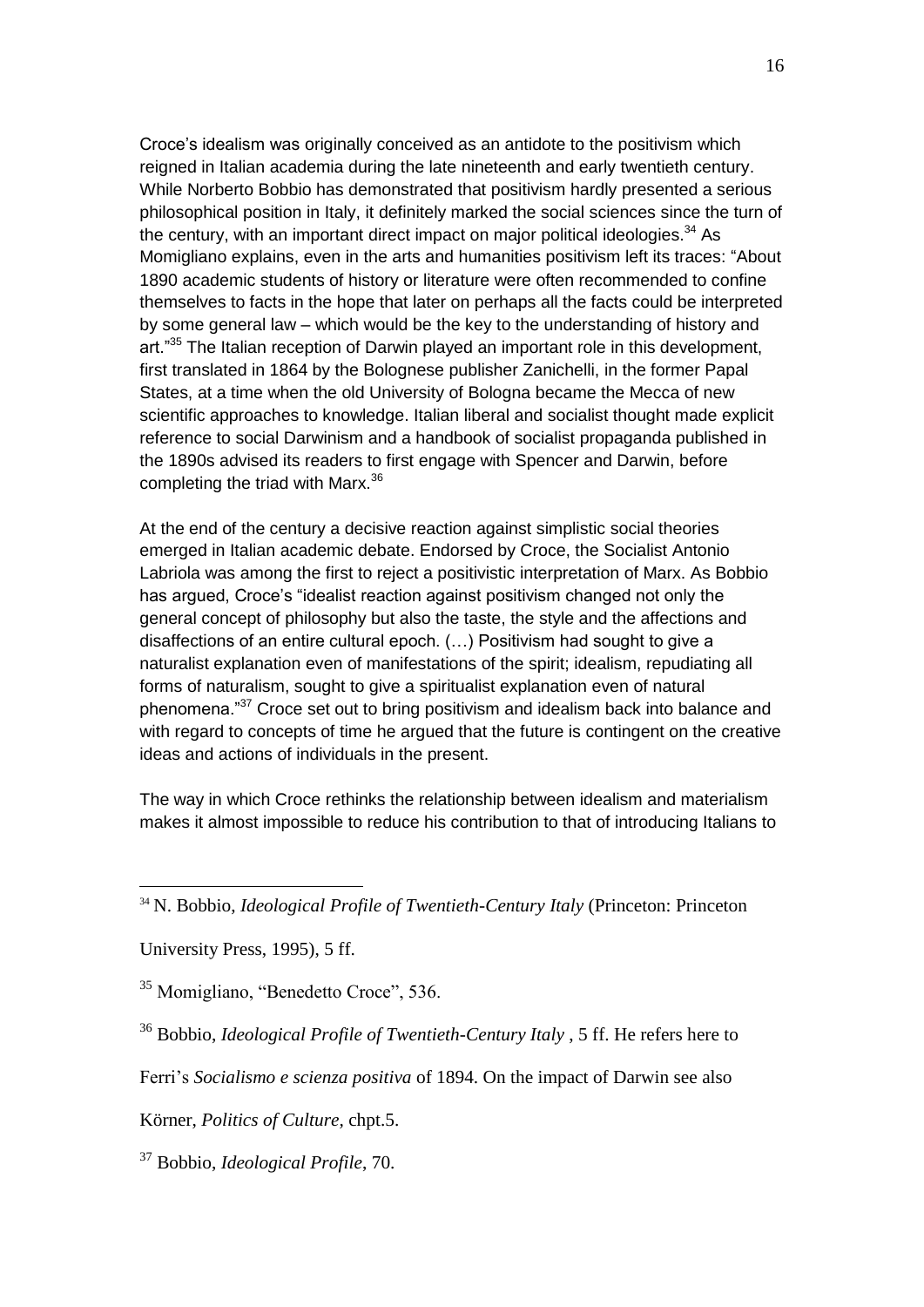Croce's idealism was originally conceived as an antidote to the positivism which reigned in Italian academia during the late nineteenth and early twentieth century. While Norberto Bobbio has demonstrated that positivism hardly presented a serious philosophical position in Italy, it definitely marked the social sciences since the turn of the century, with an important direct impact on major political ideologies.[34] As Momigliano explains, even in the arts and humanities positivism left its traces: "About 1890 academic students of history or literature were often recommended to confine themselves to facts in the hope that later on perhaps all the facts could be interpreted by some general law – which would be the key to the understanding of history and art."[35] The Italian reception of Darwin played an important role in this development, first translated in 1864 by the Bolognese publisher Zanichelli, in the former Papal States, at a time when the old University of Bologna became the Mecca of new scientific approaches to knowledge. Italian liberal and socialist thought made explicit reference to social Darwinism and a handbook of socialist propaganda published in the 1890s advised its readers to first engage with Spencer and Darwin, before completing the triad with Marx.[36]

At the end of the century a decisive reaction against simplistic social theories emerged in Italian academic debate. Endorsed by Croce, the Socialist Antonio Labriola was among the first to reject a positivistic interpretation of Marx. As Bobbio has argued, Croce's "idealist reaction against positivism changed not only the general concept of philosophy but also the taste, the style and the affections and disaffections of an entire cultural epoch. (…) Positivism had sought to give a naturalist explanation even of manifestations of the spirit; idealism, repudiating all forms of naturalism, sought to give a spiritualist explanation even of natural phenomena."[37] Croce set out to bring positivism and idealism back into balance and with regard to concepts of time he argued that the future is contingent on the creative ideas and actions of individuals in the present.

The way in which Croce rethinks the relationship between idealism and materialism makes it almost impossible to reduce his contribution to that of introducing Italians to

---

[34] N. Bobbio, *Ideological Profile of Twentieth-Century Italy* (Princeton: Princeton University Press, 1995), 5 ff.

[35] Momigliano, "Benedetto Croce", 536.

[36] Bobbio, *Ideological Profile of Twentieth-Century Italy* , 5 ff. He refers here to Ferri's *Socialismo e scienza positiva* of 1894. On the impact of Darwin see also Körner, *Politics of Culture*, chpt.5.

[37] Bobbio, *Ideological Profile*, 70.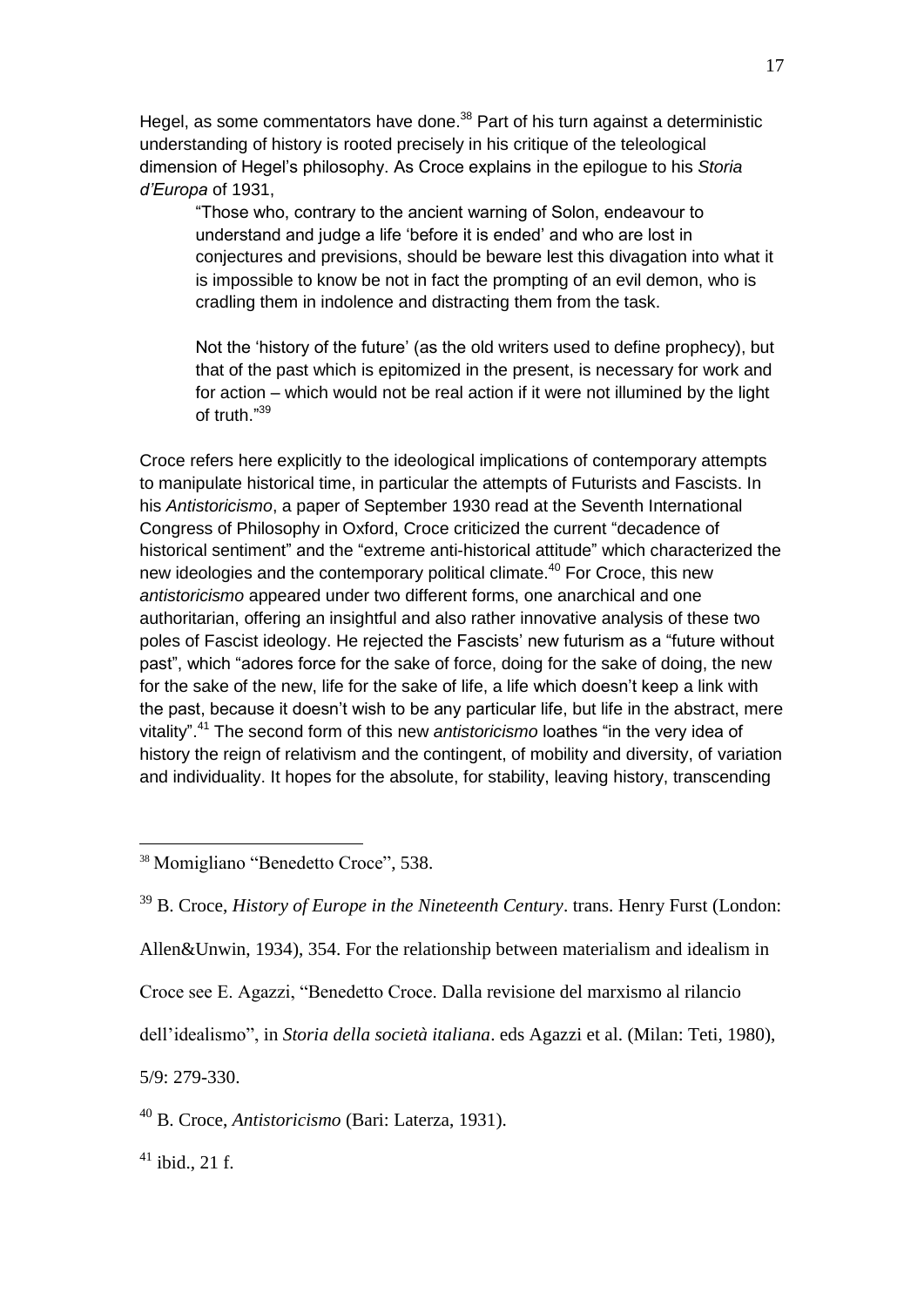Hegel, as some commentators have done.[38] Part of his turn against a deterministic understanding of history is rooted precisely in his critique of the teleological dimension of Hegel's philosophy. As Croce explains in the epilogue to his *Storia d'Europa* of 1931,

> "Those who, contrary to the ancient warning of Solon, endeavour to understand and judge a life 'before it is ended' and who are lost in conjectures and previsions, should be beware lest this divagation into what it is impossible to know be not in fact the prompting of an evil demon, who is cradling them in indolence and distracting them from the task.
>
> Not the 'history of the future' (as the old writers used to define prophecy), but that of the past which is epitomized in the present, is necessary for work and for action – which would not be real action if it were not illumined by the light of truth."[39]

Croce refers here explicitly to the ideological implications of contemporary attempts to manipulate historical time, in particular the attempts of Futurists and Fascists. In his *Antistoricismo*, a paper of September 1930 read at the Seventh International Congress of Philosophy in Oxford, Croce criticized the current "decadence of historical sentiment" and the "extreme anti-historical attitude" which characterized the new ideologies and the contemporary political climate.[40] For Croce, this new *antistoricismo* appeared under two different forms, one anarchical and one authoritarian, offering an insightful and also rather innovative analysis of these two poles of Fascist ideology. He rejected the Fascists' new futurism as a "future without past", which "adores force for the sake of force, doing for the sake of doing, the new for the sake of the new, life for the sake of life, a life which doesn't keep a link with the past, because it doesn't wish to be any particular life, but life in the abstract, mere vitality".[41] The second form of this new *antistoricismo* loathes "in the very idea of history the reign of relativism and the contingent, of mobility and diversity, of variation and individuality. It hopes for the absolute, for stability, leaving history, transcending

---

[38] Momigliano "Benedetto Croce", 538.

[39] B. Croce, *History of Europe in the Nineteenth Century*. trans. Henry Furst (London: Allen&Unwin, 1934), 354. For the relationship between materialism and idealism in Croce see E. Agazzi, "Benedetto Croce. Dalla revisione del marxismo al rilancio dell'idealismo", in *Storia della società italiana*. eds Agazzi et al. (Milan: Teti, 1980), 5/9: 279-330.

[40] B. Croce, *Antistoricismo* (Bari: Laterza, 1931).

[41] ibid., 21 f.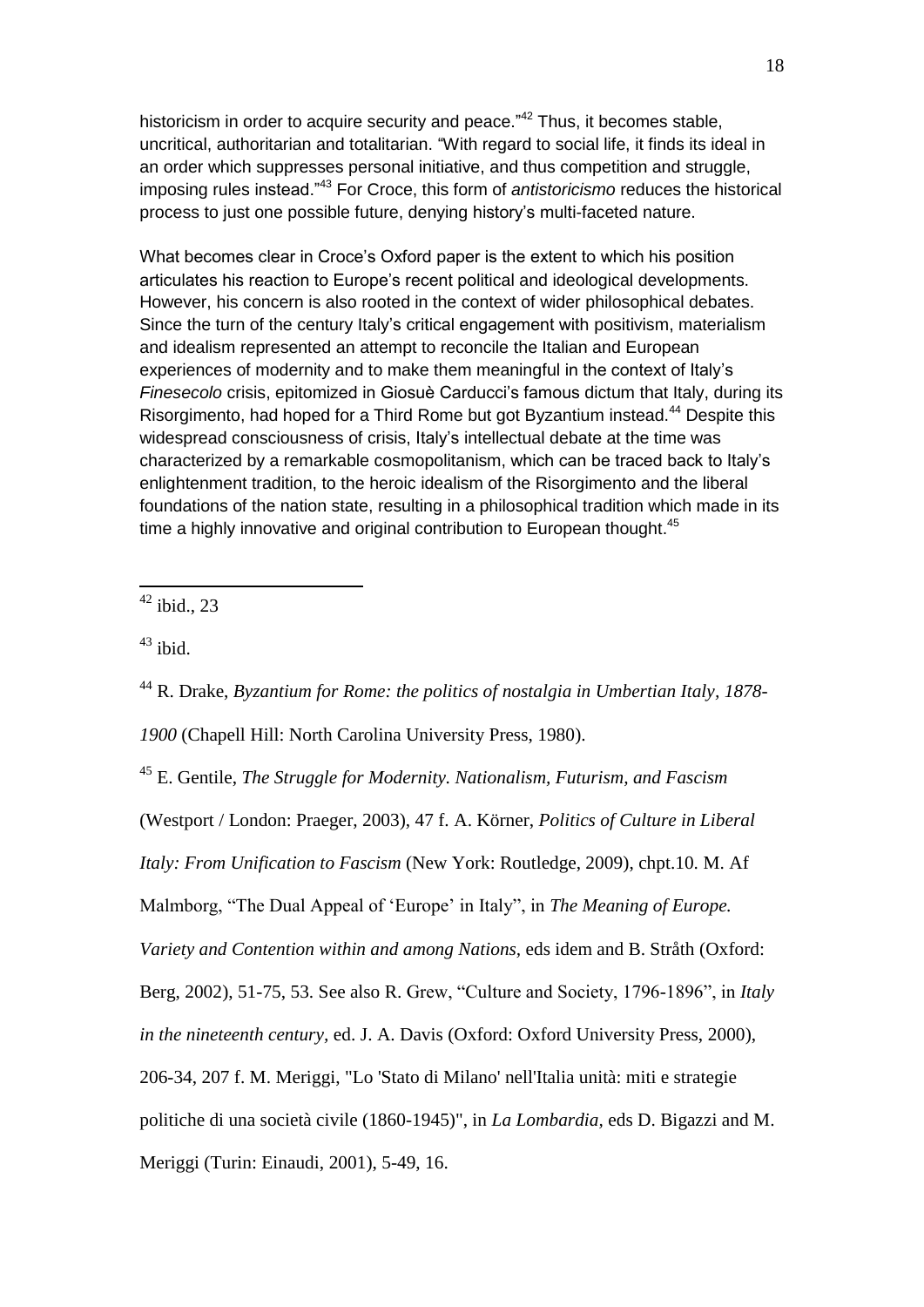historicism in order to acquire security and peace."[42] Thus, it becomes stable, uncritical, authoritarian and totalitarian. "With regard to social life, it finds its ideal in an order which suppresses personal initiative, and thus competition and struggle, imposing rules instead."[43] For Croce, this form of *antistoricismo* reduces the historical process to just one possible future, denying history's multi-faceted nature.

What becomes clear in Croce's Oxford paper is the extent to which his position articulates his reaction to Europe's recent political and ideological developments. However, his concern is also rooted in the context of wider philosophical debates. Since the turn of the century Italy's critical engagement with positivism, materialism and idealism represented an attempt to reconcile the Italian and European experiences of modernity and to make them meaningful in the context of Italy's *Finesecolo* crisis, epitomized in Giosuè Carducci's famous dictum that Italy, during its Risorgimento, had hoped for a Third Rome but got Byzantium instead.[44] Despite this widespread consciousness of crisis, Italy's intellectual debate at the time was characterized by a remarkable cosmopolitanism, which can be traced back to Italy's enlightenment tradition, to the heroic idealism of the Risorgimento and the liberal foundations of the nation state, resulting in a philosophical tradition which made in its time a highly innovative and original contribution to European thought.[45]

---

[42] ibid., 23

[43] ibid.

[44] R. Drake, *Byzantium for Rome: the politics of nostalgia in Umbertian Italy, 1878-1900* (Chapell Hill: North Carolina University Press, 1980).

[45] E. Gentile, *The Struggle for Modernity. Nationalism, Futurism, and Fascism* (Westport / London: Praeger, 2003), 47 f. A. Körner, *Politics of Culture in Liberal Italy: From Unification to Fascism* (New York: Routledge, 2009), chpt.10. M. Af Malmborg, "The Dual Appeal of 'Europe' in Italy", in *The Meaning of Europe. Variety and Contention within and among Nations,* eds idem and B. Stråth (Oxford: Berg, 2002), 51-75, 53. See also R. Grew, "Culture and Society, 1796-1896", in *Italy in the nineteenth century,* ed. J. A. Davis (Oxford: Oxford University Press, 2000), 206-34, 207 f. M. Meriggi, "Lo 'Stato di Milano' nell'Italia unità: miti e strategie politiche di una società civile (1860-1945)", in *La Lombardia,* eds D. Bigazzi and M. Meriggi (Turin: Einaudi, 2001), 5-49, 16.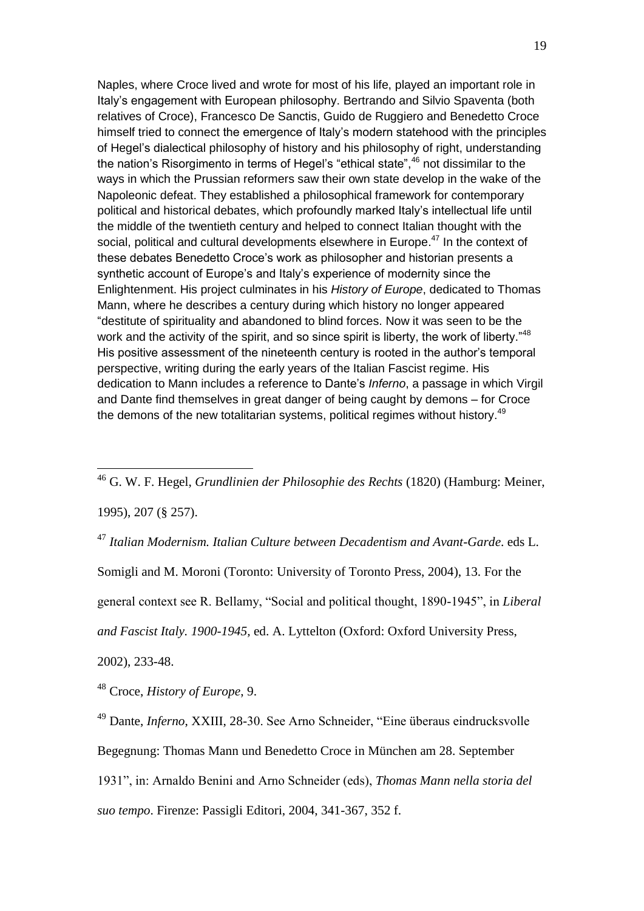Naples, where Croce lived and wrote for most of his life, played an important role in Italy's engagement with European philosophy. Bertrando and Silvio Spaventa (both relatives of Croce), Francesco De Sanctis, Guido de Ruggiero and Benedetto Croce himself tried to connect the emergence of Italy's modern statehood with the principles of Hegel's dialectical philosophy of history and his philosophy of right, understanding the nation's Risorgimento in terms of Hegel's "ethical state",[46] not dissimilar to the ways in which the Prussian reformers saw their own state develop in the wake of the Napoleonic defeat. They established a philosophical framework for contemporary political and historical debates, which profoundly marked Italy's intellectual life until the middle of the twentieth century and helped to connect Italian thought with the social, political and cultural developments elsewhere in Europe.[47] In the context of these debates Benedetto Croce's work as philosopher and historian presents a synthetic account of Europe's and Italy's experience of modernity since the Enlightenment. His project culminates in his *History of Europe*, dedicated to Thomas Mann, where he describes a century during which history no longer appeared "destitute of spirituality and abandoned to blind forces. Now it was seen to be the work and the activity of the spirit, and so since spirit is liberty, the work of liberty."[48] His positive assessment of the nineteenth century is rooted in the author's temporal perspective, writing during the early years of the Italian Fascist regime. His dedication to Mann includes a reference to Dante's *Inferno*, a passage in which Virgil and Dante find themselves in great danger of being caught by demons – for Croce the demons of the new totalitarian systems, political regimes without history.[49]

---

[46] G. W. F. Hegel, *Grundlinien der Philosophie des Rechts* (1820) (Hamburg: Meiner, 1995), 207 (§ 257).

[47] *Italian Modernism. Italian Culture between Decadentism and Avant-Garde*. eds L. Somigli and M. Moroni (Toronto: University of Toronto Press, 2004), 13. For the general context see R. Bellamy, "Social and political thought, 1890-1945", in *Liberal and Fascist Italy. 1900-1945*, ed. A. Lyttelton (Oxford: Oxford University Press, 2002), 233-48.

[48] Croce, *History of Europe*, 9.

[49] Dante, *Inferno*, XXIII, 28-30. See Arno Schneider, "Eine überaus eindrucksvolle Begegnung: Thomas Mann und Benedetto Croce in München am 28. September 1931", in: Arnaldo Benini and Arno Schneider (eds), *Thomas Mann nella storia del suo tempo*. Firenze: Passigli Editori, 2004, 341-367, 352 f.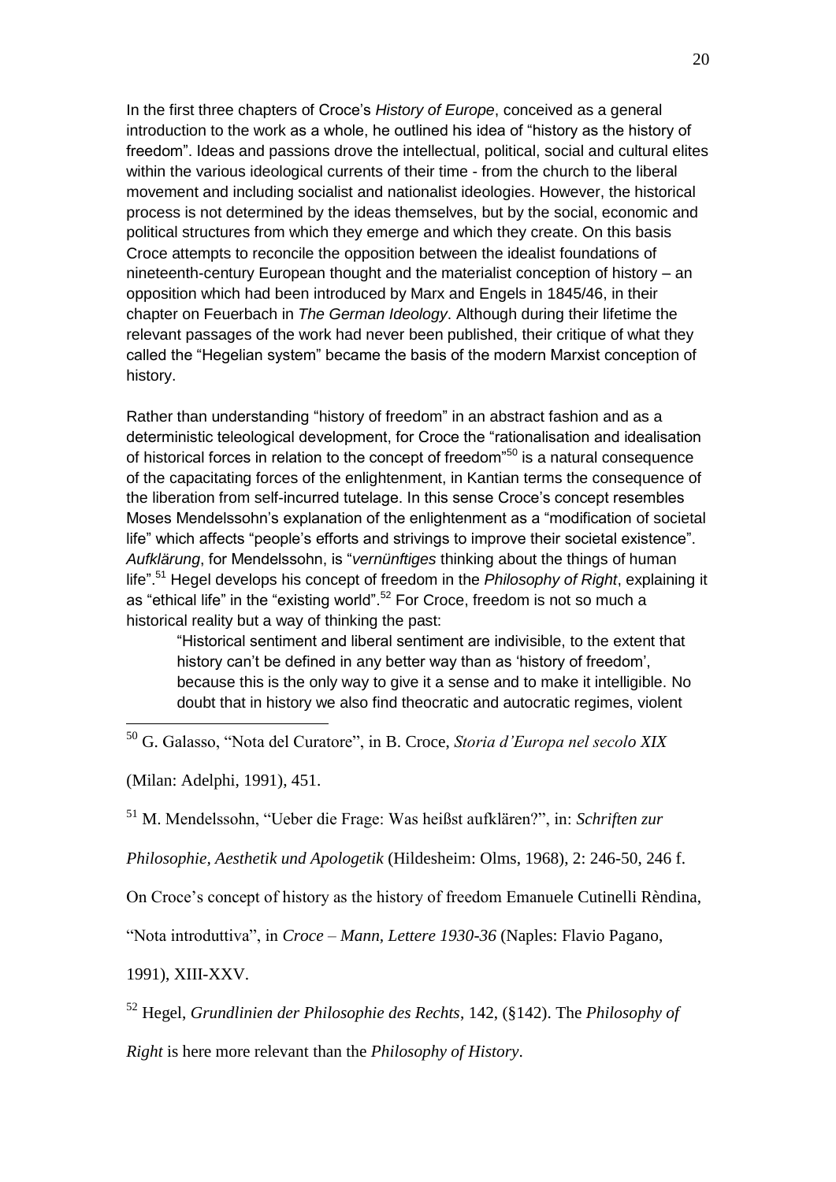In the first three chapters of Croce's *History of Europe*, conceived as a general introduction to the work as a whole, he outlined his idea of "history as the history of freedom". Ideas and passions drove the intellectual, political, social and cultural elites within the various ideological currents of their time - from the church to the liberal movement and including socialist and nationalist ideologies. However, the historical process is not determined by the ideas themselves, but by the social, economic and political structures from which they emerge and which they create. On this basis Croce attempts to reconcile the opposition between the idealist foundations of nineteenth-century European thought and the materialist conception of history – an opposition which had been introduced by Marx and Engels in 1845/46, in their chapter on Feuerbach in *The German Ideology*. Although during their lifetime the relevant passages of the work had never been published, their critique of what they called the "Hegelian system" became the basis of the modern Marxist conception of history.

Rather than understanding "history of freedom" in an abstract fashion and as a deterministic teleological development, for Croce the "rationalisation and idealisation of historical forces in relation to the concept of freedom"[50] is a natural consequence of the capacitating forces of the enlightenment, in Kantian terms the consequence of the liberation from self-incurred tutelage. In this sense Croce's concept resembles Moses Mendelssohn's explanation of the enlightenment as a "modification of societal life" which affects "people's efforts and strivings to improve their societal existence". *Aufklärung*, for Mendelssohn, is "*vernünftiges* thinking about the things of human life".[51] Hegel develops his concept of freedom in the *Philosophy of Right*, explaining it as "ethical life" in the "existing world".[52] For Croce, freedom is not so much a historical reality but a way of thinking the past:

> "Historical sentiment and liberal sentiment are indivisible, to the extent that history can't be defined in any better way than as 'history of freedom', because this is the only way to give it a sense and to make it intelligible. No doubt that in history we also find theocratic and autocratic regimes, violent

---

[50] G. Galasso, "Nota del Curatore", in B. Croce, *Storia d'Europa nel secolo XIX* (Milan: Adelphi, 1991), 451.

[51] M. Mendelssohn, "Ueber die Frage: Was heißst aufklären?", in: *Schriften zur Philosophie, Aesthetik und Apologetik* (Hildesheim: Olms, 1968), 2: 246-50, 246 f. On Croce's concept of history as the history of freedom Emanuele Cutinelli Rèndina, "Nota introduttiva", in *Croce – Mann, Lettere 1930-36* (Naples: Flavio Pagano, 1991), XIII-XXV.

[52] Hegel, *Grundlinien der Philosophie des Rechts*, 142, (§142). The *Philosophy of Right* is here more relevant than the *Philosophy of History*.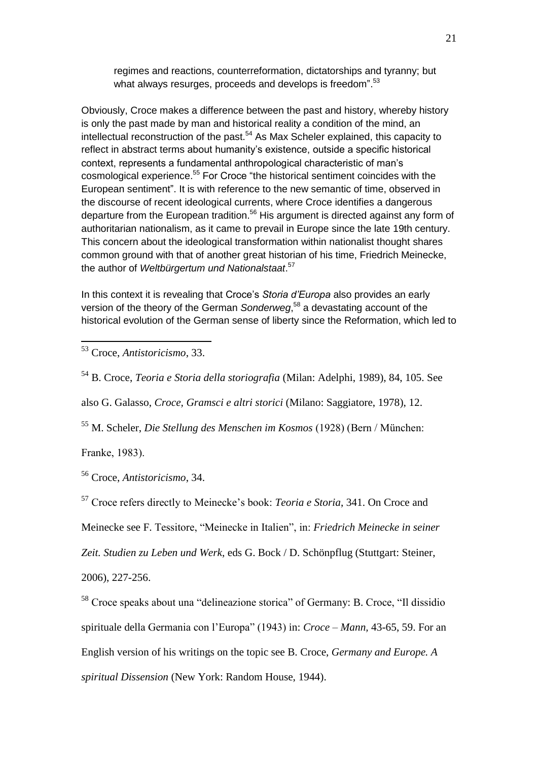> regimes and reactions, counterreformation, dictatorships and tyranny; but what always resurges, proceeds and develops is freedom".[53]

Obviously, Croce makes a difference between the past and history, whereby history is only the past made by man and historical reality a condition of the mind, an intellectual reconstruction of the past.[54] As Max Scheler explained, this capacity to reflect in abstract terms about humanity's existence, outside a specific historical context, represents a fundamental anthropological characteristic of man's cosmological experience.[55] For Croce "the historical sentiment coincides with the European sentiment". It is with reference to the new semantic of time, observed in the discourse of recent ideological currents, where Croce identifies a dangerous departure from the European tradition.[56] His argument is directed against any form of authoritarian nationalism, as it came to prevail in Europe since the late 19th century. This concern about the ideological transformation within nationalist thought shares common ground with that of another great historian of his time, Friedrich Meinecke, the author of *Weltbürgertum und Nationalstaat*.[57]

In this context it is revealing that Croce's *Storia d'Europa* also provides an early version of the theory of the German *Sonderweg*,[58] a devastating account of the historical evolution of the German sense of liberty since the Reformation, which led to

---

[53] Croce, *Antistoricismo*, 33.

[54] B. Croce, *Teoria e Storia della storiografia* (Milan: Adelphi, 1989), 84, 105. See also G. Galasso, *Croce, Gramsci e altri storici* (Milano: Saggiatore, 1978), 12.

[55] M. Scheler, *Die Stellung des Menschen im Kosmos* (1928) (Bern / München: Franke, 1983).

[56] Croce, *Antistoricismo*, 34.

[57] Croce refers directly to Meinecke's book: *Teoria e Storia*, 341. On Croce and Meinecke see F. Tessitore, "Meinecke in Italien", in: *Friedrich Meinecke in seiner Zeit. Studien zu Leben und Werk*, eds G. Bock / D. Schönpflug (Stuttgart: Steiner, 2006), 227-256.

[58] Croce speaks about una "delineazione storica" of Germany: B. Croce, "Il dissidio spirituale della Germania con l'Europa" (1943) in: *Croce – Mann*, 43-65, 59. For an English version of his writings on the topic see B. Croce, *Germany and Europe. A spiritual Dissension* (New York: Random House, 1944).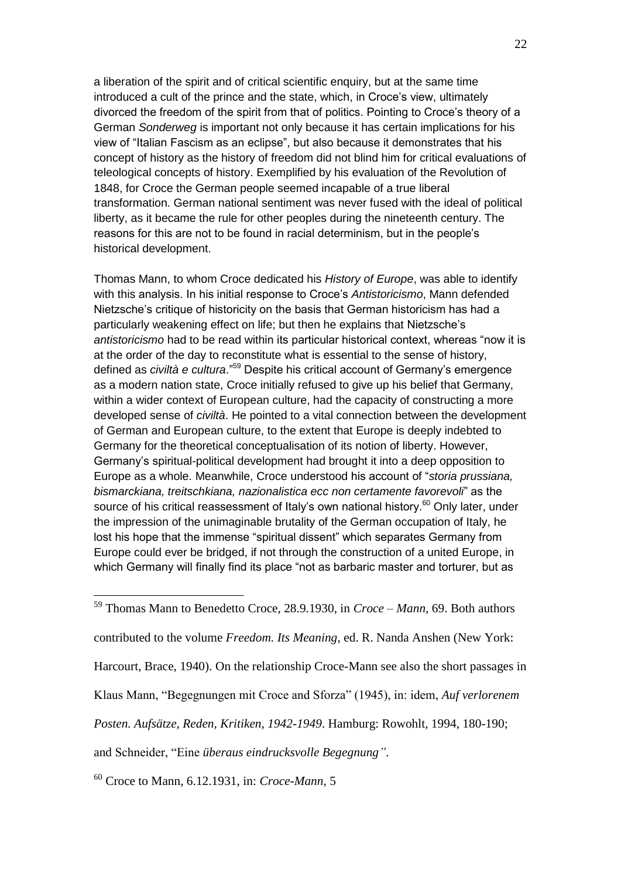a liberation of the spirit and of critical scientific enquiry, but at the same time introduced a cult of the prince and the state, which, in Croce's view, ultimately divorced the freedom of the spirit from that of politics. Pointing to Croce's theory of a German *Sonderweg* is important not only because it has certain implications for his view of "Italian Fascism as an eclipse", but also because it demonstrates that his concept of history as the history of freedom did not blind him for critical evaluations of teleological concepts of history. Exemplified by his evaluation of the Revolution of 1848, for Croce the German people seemed incapable of a true liberal transformation. German national sentiment was never fused with the ideal of political liberty, as it became the rule for other peoples during the nineteenth century. The reasons for this are not to be found in racial determinism, but in the people's historical development.

Thomas Mann, to whom Croce dedicated his *History of Europe*, was able to identify with this analysis. In his initial response to Croce's *Antistoricismo*, Mann defended Nietzsche's critique of historicity on the basis that German historicism has had a particularly weakening effect on life; but then he explains that Nietzsche's *antistoricismo* had to be read within its particular historical context, whereas "now it is at the order of the day to reconstitute what is essential to the sense of history, defined as *civiltà e cultura*."[59] Despite his critical account of Germany's emergence as a modern nation state, Croce initially refused to give up his belief that Germany, within a wider context of European culture, had the capacity of constructing a more developed sense of *civiltà*. He pointed to a vital connection between the development of German and European culture, to the extent that Europe is deeply indebted to Germany for the theoretical conceptualisation of its notion of liberty. However, Germany's spiritual-political development had brought it into a deep opposition to Europe as a whole. Meanwhile, Croce understood his account of "*storia prussiana, bismarckiana, treitschkiana, nazionalistica ecc non certamente favorevoli*" as the source of his critical reassessment of Italy's own national history.[60] Only later, under the impression of the unimaginable brutality of the German occupation of Italy, he lost his hope that the immense "spiritual dissent" which separates Germany from Europe could ever be bridged, if not through the construction of a united Europe, in which Germany will finally find its place "not as barbaric master and torturer, but as

---

[59] Thomas Mann to Benedetto Croce, 28.9.1930, in *Croce – Mann,* 69. Both authors contributed to the volume *Freedom. Its Meaning*, ed. R. Nanda Anshen (New York: Harcourt, Brace, 1940). On the relationship Croce-Mann see also the short passages in Klaus Mann, "Begegnungen mit Croce and Sforza" (1945), in: idem, *Auf verlorenem Posten. Aufsätze, Reden, Kritiken, 1942-1949*. Hamburg: Rowohlt, 1994, 180-190; and Schneider, "Eine *überaus eindrucksvolle Begegnung"*.

[60] Croce to Mann, 6.12.1931, in: *Croce-Mann*, 5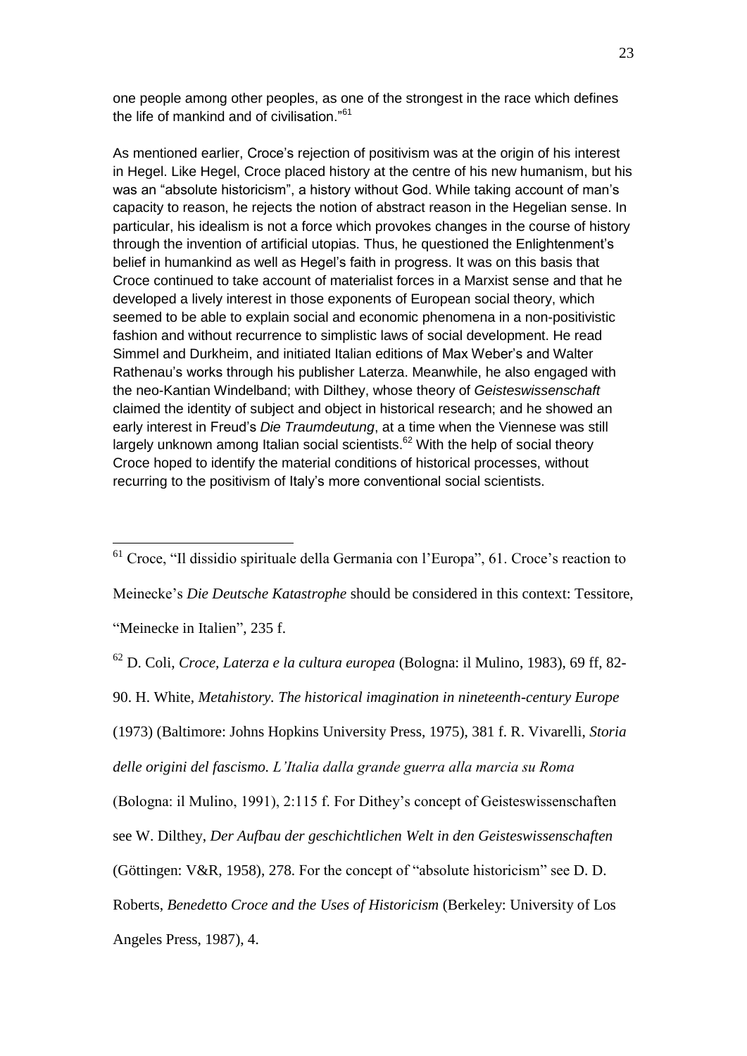one people among other peoples, as one of the strongest in the race which defines the life of mankind and of civilisation."[61]

As mentioned earlier, Croce's rejection of positivism was at the origin of his interest in Hegel. Like Hegel, Croce placed history at the centre of his new humanism, but his was an "absolute historicism", a history without God. While taking account of man's capacity to reason, he rejects the notion of abstract reason in the Hegelian sense. In particular, his idealism is not a force which provokes changes in the course of history through the invention of artificial utopias. Thus, he questioned the Enlightenment's belief in humankind as well as Hegel's faith in progress. It was on this basis that Croce continued to take account of materialist forces in a Marxist sense and that he developed a lively interest in those exponents of European social theory, which seemed to be able to explain social and economic phenomena in a non-positivistic fashion and without recurrence to simplistic laws of social development. He read Simmel and Durkheim, and initiated Italian editions of Max Weber's and Walter Rathenau's works through his publisher Laterza. Meanwhile, he also engaged with the neo-Kantian Windelband; with Dilthey, whose theory of *Geisteswissenschaft* claimed the identity of subject and object in historical research; and he showed an early interest in Freud's *Die Traumdeutung*, at a time when the Viennese was still largely unknown among Italian social scientists.[62] With the help of social theory Croce hoped to identify the material conditions of historical processes, without recurring to the positivism of Italy's more conventional social scientists.

---

[61] Croce, "Il dissidio spirituale della Germania con l'Europa", 61. Croce's reaction to Meinecke's *Die Deutsche Katastrophe* should be considered in this context: Tessitore, "Meinecke in Italien", 235 f.

[62] D. Coli, *Croce, Laterza e la cultura europea* (Bologna: il Mulino, 1983), 69 ff, 82-90. H. White, *Metahistory. The historical imagination in nineteenth-century Europe* (1973) (Baltimore: Johns Hopkins University Press, 1975), 381 f. R. Vivarelli, *Storia delle origini del fascismo. L'Italia dalla grande guerra alla marcia su Roma* (Bologna: il Mulino, 1991), 2:115 f. For Dithey's concept of Geisteswissenschaften see W. Dilthey, *Der Aufbau der geschichtlichen Welt in den Geisteswissenschaften* (Göttingen: V&R, 1958), 278. For the concept of "absolute historicism" see D. D. Roberts, *Benedetto Croce and the Uses of Historicism* (Berkeley: University of Los Angeles Press, 1987), 4.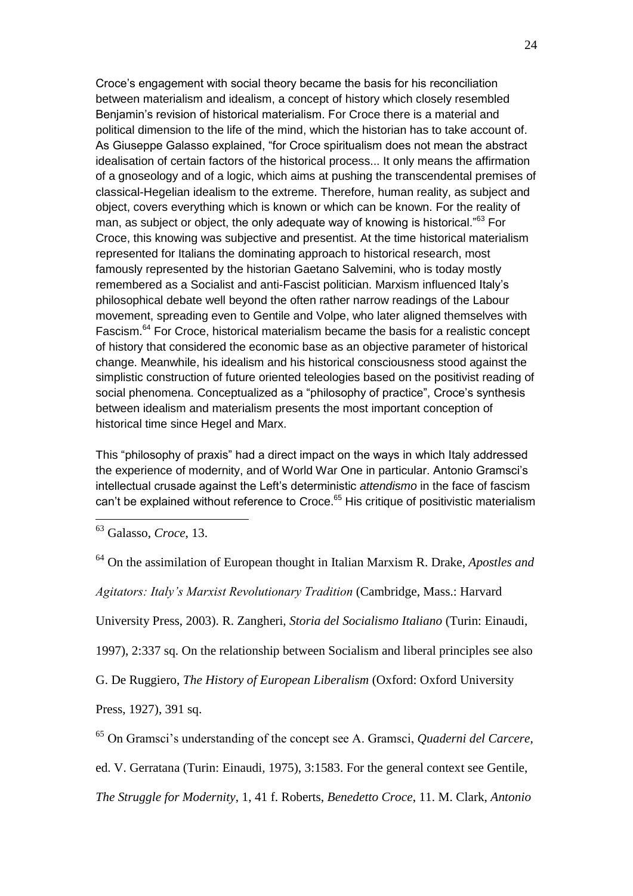Croce's engagement with social theory became the basis for his reconciliation between materialism and idealism, a concept of history which closely resembled Benjamin's revision of historical materialism. For Croce there is a material and political dimension to the life of the mind, which the historian has to take account of. As Giuseppe Galasso explained, "for Croce spiritualism does not mean the abstract idealisation of certain factors of the historical process... It only means the affirmation of a gnoseology and of a logic, which aims at pushing the transcendental premises of classical-Hegelian idealism to the extreme. Therefore, human reality, as subject and object, covers everything which is known or which can be known. For the reality of man, as subject or object, the only adequate way of knowing is historical."[63] For Croce, this knowing was subjective and presentist. At the time historical materialism represented for Italians the dominating approach to historical research, most famously represented by the historian Gaetano Salvemini, who is today mostly remembered as a Socialist and anti-Fascist politician. Marxism influenced Italy's philosophical debate well beyond the often rather narrow readings of the Labour movement, spreading even to Gentile and Volpe, who later aligned themselves with Fascism.[64] For Croce, historical materialism became the basis for a realistic concept of history that considered the economic base as an objective parameter of historical change. Meanwhile, his idealism and his historical consciousness stood against the simplistic construction of future oriented teleologies based on the positivist reading of social phenomena. Conceptualized as a "philosophy of practice", Croce's synthesis between idealism and materialism presents the most important conception of historical time since Hegel and Marx.

This "philosophy of praxis" had a direct impact on the ways in which Italy addressed the experience of modernity, and of World War One in particular. Antonio Gramsci's intellectual crusade against the Left's deterministic *attendismo* in the face of fascism can't be explained without reference to Croce.[65] His critique of positivistic materialism

---

[63] Galasso, *Croce*, 13.

[64] On the assimilation of European thought in Italian Marxism R. Drake, *Apostles and Agitators: Italy's Marxist Revolutionary Tradition* (Cambridge, Mass.: Harvard University Press, 2003). R. Zangheri, *Storia del Socialismo Italiano* (Turin: Einaudi, 1997), 2:337 sq. On the relationship between Socialism and liberal principles see also G. De Ruggiero, *The History of European Liberalism* (Oxford: Oxford University Press, 1927), 391 sq.

[65] On Gramsci's understanding of the concept see A. Gramsci, *Quaderni del Carcere*, ed. V. Gerratana (Turin: Einaudi, 1975), 3:1583. For the general context see Gentile, *The Struggle for Modernity*, 1, 41 f. Roberts, *Benedetto Croce*, 11. M. Clark, *Antonio*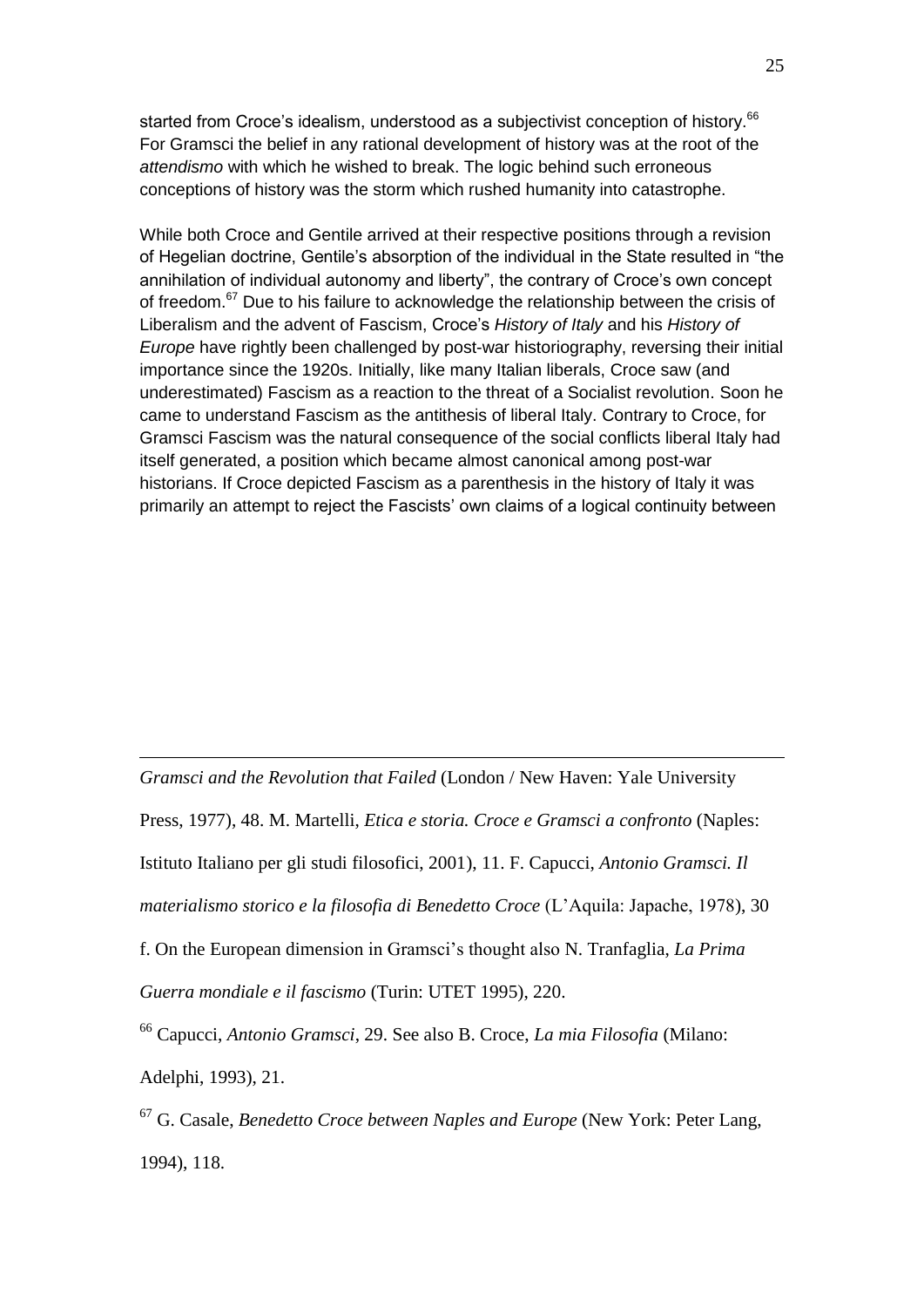started from Croce's idealism, understood as a subjectivist conception of history.[66] For Gramsci the belief in any rational development of history was at the root of the *attendismo* with which he wished to break. The logic behind such erroneous conceptions of history was the storm which rushed humanity into catastrophe.

While both Croce and Gentile arrived at their respective positions through a revision of Hegelian doctrine, Gentile's absorption of the individual in the State resulted in "the annihilation of individual autonomy and liberty", the contrary of Croce's own concept of freedom.[67] Due to his failure to acknowledge the relationship between the crisis of Liberalism and the advent of Fascism, Croce's *History of Italy* and his *History of Europe* have rightly been challenged by post-war historiography, reversing their initial importance since the 1920s. Initially, like many Italian liberals, Croce saw (and underestimated) Fascism as a reaction to the threat of a Socialist revolution. Soon he came to understand Fascism as the antithesis of liberal Italy. Contrary to Croce, for Gramsci Fascism was the natural consequence of the social conflicts liberal Italy had itself generated, a position which became almost canonical among post-war historians. If Croce depicted Fascism as a parenthesis in the history of Italy it was primarily an attempt to reject the Fascists' own claims of a logical continuity between

---

*Gramsci and the Revolution that Failed* (London / New Haven: Yale University Press, 1977), 48. M. Martelli, *Etica e storia. Croce e Gramsci a confronto* (Naples: Istituto Italiano per gli studi filosofici, 2001), 11. F. Capucci, *Antonio Gramsci. Il materialismo storico e la filosofia di Benedetto Croce* (L'Aquila: Japache, 1978), 30 f. On the European dimension in Gramsci's thought also N. Tranfaglia, *La Prima Guerra mondiale e il fascismo* (Turin: UTET 1995), 220.

[66] Capucci, *Antonio Gramsci*, 29. See also B. Croce, *La mia Filosofia* (Milano: Adelphi, 1993), 21.

[67] G. Casale, *Benedetto Croce between Naples and Europe* (New York: Peter Lang, 1994), 118.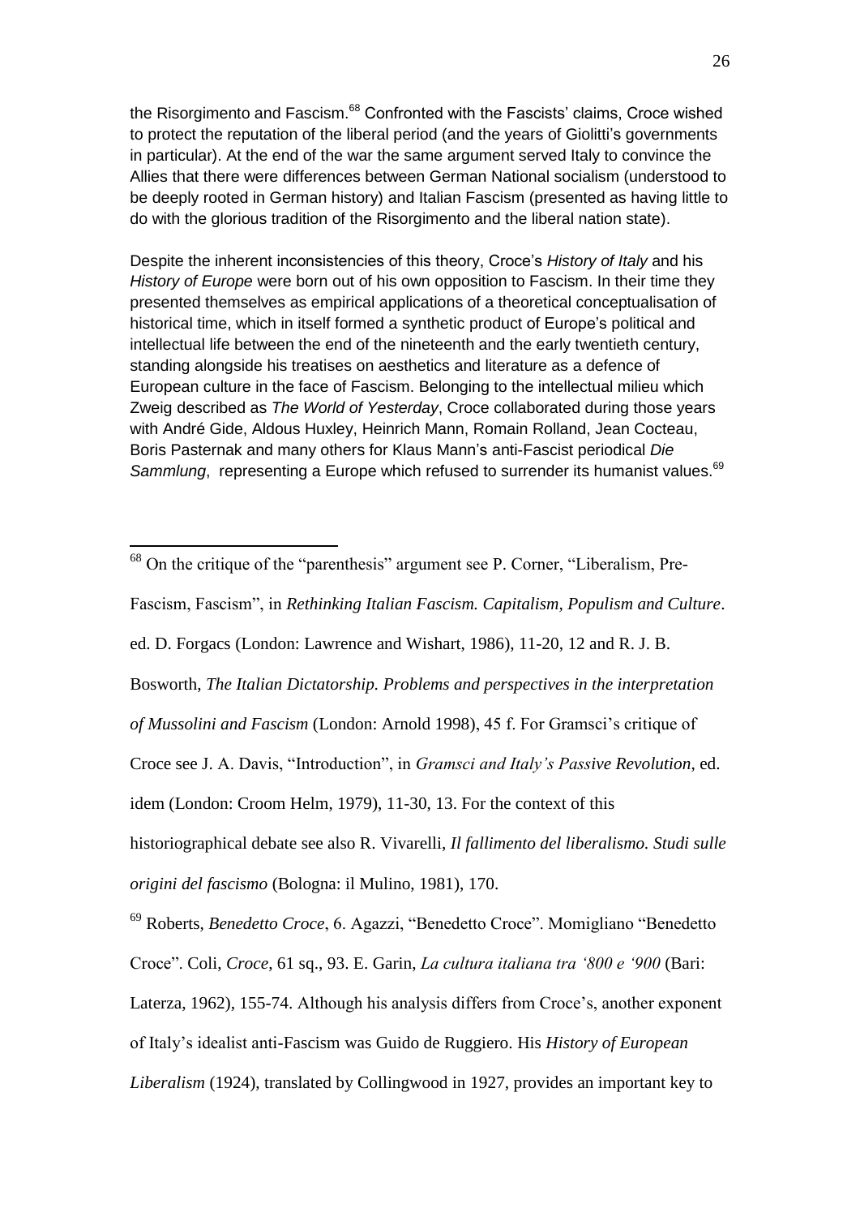the Risorgimento and Fascism.[68] Confronted with the Fascists' claims, Croce wished to protect the reputation of the liberal period (and the years of Giolitti's governments in particular). At the end of the war the same argument served Italy to convince the Allies that there were differences between German National socialism (understood to be deeply rooted in German history) and Italian Fascism (presented as having little to do with the glorious tradition of the Risorgimento and the liberal nation state).

Despite the inherent inconsistencies of this theory, Croce's *History of Italy* and his *History of Europe* were born out of his own opposition to Fascism. In their time they presented themselves as empirical applications of a theoretical conceptualisation of historical time, which in itself formed a synthetic product of Europe's political and intellectual life between the end of the nineteenth and the early twentieth century, standing alongside his treatises on aesthetics and literature as a defence of European culture in the face of Fascism. Belonging to the intellectual milieu which Zweig described as *The World of Yesterday*, Croce collaborated during those years with André Gide, Aldous Huxley, Heinrich Mann, Romain Rolland, Jean Cocteau, Boris Pasternak and many others for Klaus Mann's anti-Fascist periodical *Die Sammlung*, representing a Europe which refused to surrender its humanist values.[69]

---

[68] On the critique of the "parenthesis" argument see P. Corner, "Liberalism, Pre-Fascism, Fascism", in *Rethinking Italian Fascism. Capitalism, Populism and Culture*. ed. D. Forgacs (London: Lawrence and Wishart, 1986), 11-20, 12 and R. J. B. Bosworth, *The Italian Dictatorship. Problems and perspectives in the interpretation of Mussolini and Fascism* (London: Arnold 1998), 45 f. For Gramsci's critique of Croce see J. A. Davis, "Introduction", in *Gramsci and Italy's Passive Revolution*, ed. idem (London: Croom Helm, 1979), 11-30, 13. For the context of this historiographical debate see also R. Vivarelli, *Il fallimento del liberalismo. Studi sulle origini del fascismo* (Bologna: il Mulino, 1981), 170.

[69] Roberts, *Benedetto Croce*, 6. Agazzi, "Benedetto Croce". Momigliano "Benedetto Croce". Coli, *Croce*, 61 sq., 93. E. Garin, *La cultura italiana tra '800 e '900* (Bari: Laterza, 1962), 155-74. Although his analysis differs from Croce's, another exponent of Italy's idealist anti-Fascism was Guido de Ruggiero. His *History of European Liberalism* (1924), translated by Collingwood in 1927, provides an important key to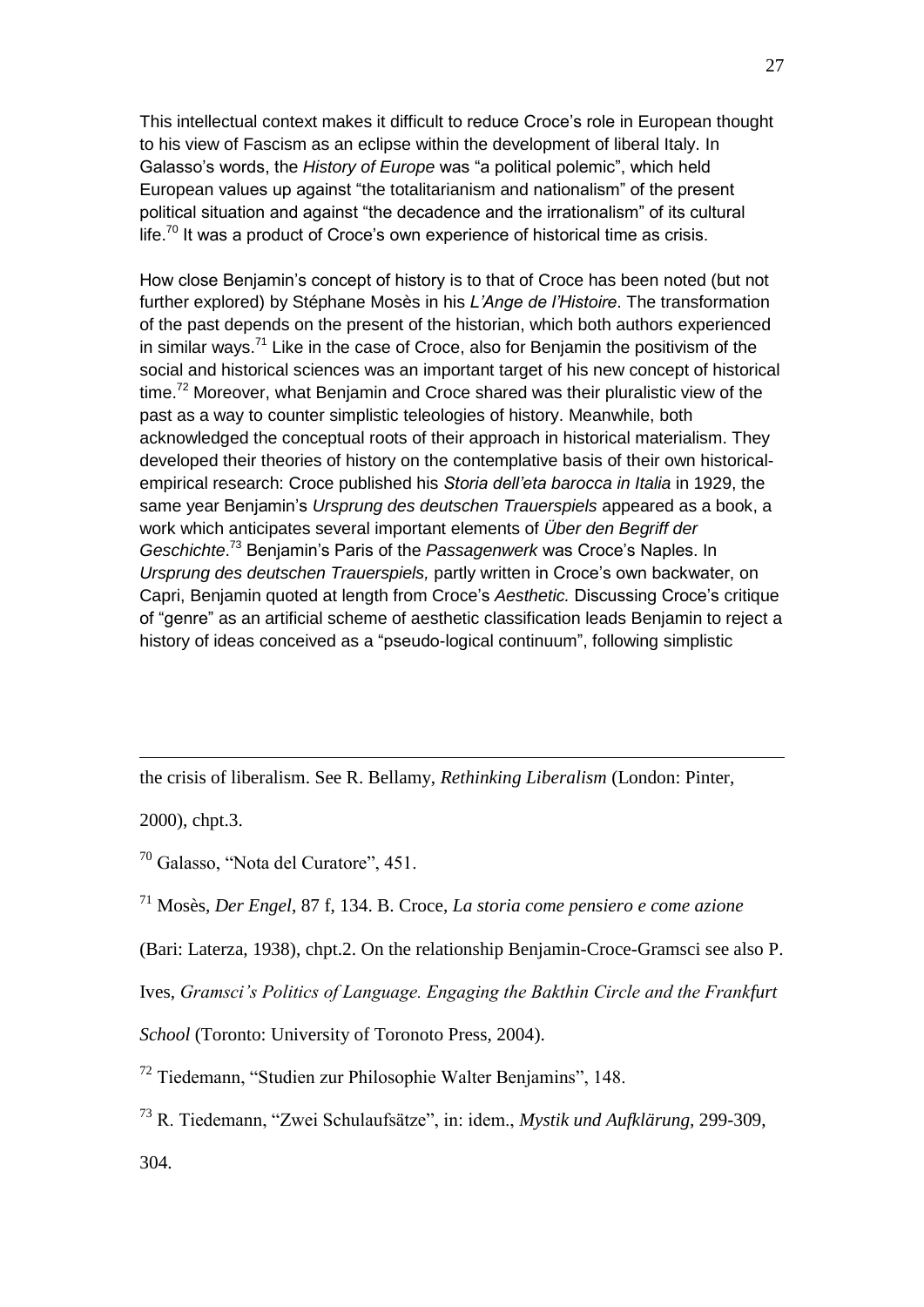This intellectual context makes it difficult to reduce Croce's role in European thought to his view of Fascism as an eclipse within the development of liberal Italy. In Galasso's words, the *History of Europe* was "a political polemic", which held European values up against "the totalitarianism and nationalism" of the present political situation and against "the decadence and the irrationalism" of its cultural life.[70] It was a product of Croce's own experience of historical time as crisis.

How close Benjamin's concept of history is to that of Croce has been noted (but not further explored) by Stéphane Mosès in his *L'Ange de l'Histoire*. The transformation of the past depends on the present of the historian, which both authors experienced in similar ways.[71] Like in the case of Croce, also for Benjamin the positivism of the social and historical sciences was an important target of his new concept of historical time.[72] Moreover, what Benjamin and Croce shared was their pluralistic view of the past as a way to counter simplistic teleologies of history. Meanwhile, both acknowledged the conceptual roots of their approach in historical materialism. They developed their theories of history on the contemplative basis of their own historical-empirical research: Croce published his *Storia dell'eta barocca in Italia* in 1929, the same year Benjamin's *Ursprung des deutschen Trauerspiels* appeared as a book, a work which anticipates several important elements of *Über den Begriff der Geschichte*.[73] Benjamin's Paris of the *Passagenwerk* was Croce's Naples. In *Ursprung des deutschen Trauerspiels,* partly written in Croce's own backwater, on Capri, Benjamin quoted at length from Croce's *Aesthetic.* Discussing Croce's critique of "genre" as an artificial scheme of aesthetic classification leads Benjamin to reject a history of ideas conceived as a "pseudo-logical continuum", following simplistic

---

the crisis of liberalism. See R. Bellamy, *Rethinking Liberalism* (London: Pinter, 2000), chpt.3.

[70] Galasso, "Nota del Curatore", 451.

[71] Mosès, *Der Engel*, 87 f, 134. B. Croce, *La storia come pensiero e come azione* (Bari: Laterza, 1938), chpt.2. On the relationship Benjamin-Croce-Gramsci see also P. Ives, *Gramsci's Politics of Language. Engaging the Bakthin Circle and the Frankfurt School* (Toronto: University of Toronoto Press, 2004).

[72] Tiedemann, "Studien zur Philosophie Walter Benjamins", 148.

[73] R. Tiedemann, "Zwei Schulaufsätze", in: idem., *Mystik und Aufklärung,* 299-309, 304.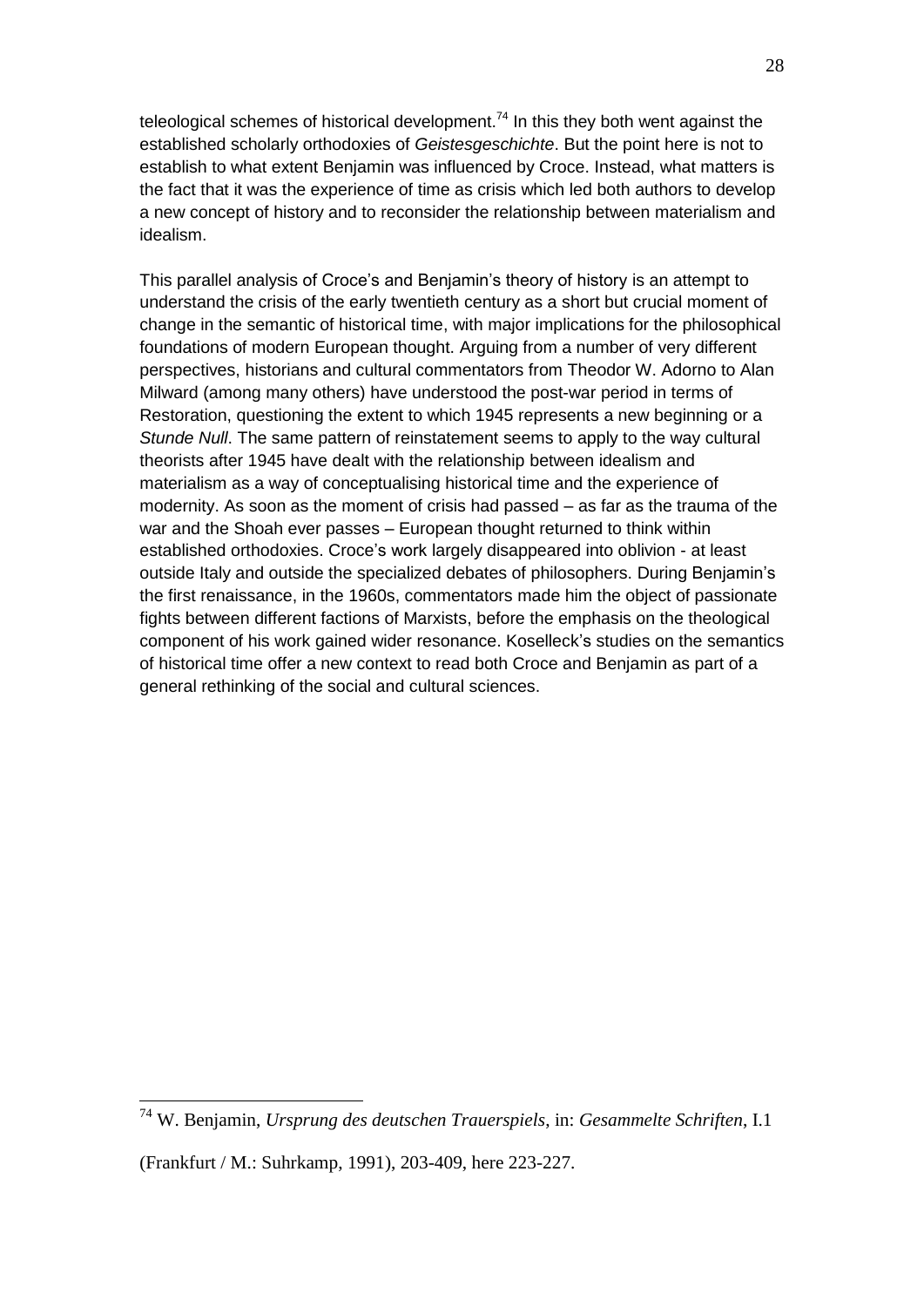teleological schemes of historical development.[74] In this they both went against the established scholarly orthodoxies of *Geistesgeschichte*. But the point here is not to establish to what extent Benjamin was influenced by Croce. Instead, what matters is the fact that it was the experience of time as crisis which led both authors to develop a new concept of history and to reconsider the relationship between materialism and idealism.

This parallel analysis of Croce's and Benjamin's theory of history is an attempt to understand the crisis of the early twentieth century as a short but crucial moment of change in the semantic of historical time, with major implications for the philosophical foundations of modern European thought. Arguing from a number of very different perspectives, historians and cultural commentators from Theodor W. Adorno to Alan Milward (among many others) have understood the post-war period in terms of Restoration, questioning the extent to which 1945 represents a new beginning or a *Stunde Null*. The same pattern of reinstatement seems to apply to the way cultural theorists after 1945 have dealt with the relationship between idealism and materialism as a way of conceptualising historical time and the experience of modernity. As soon as the moment of crisis had passed – as far as the trauma of the war and the Shoah ever passes – European thought returned to think within established orthodoxies. Croce's work largely disappeared into oblivion - at least outside Italy and outside the specialized debates of philosophers. During Benjamin's the first renaissance, in the 1960s, commentators made him the object of passionate fights between different factions of Marxists, before the emphasis on the theological component of his work gained wider resonance. Koselleck's studies on the semantics of historical time offer a new context to read both Croce and Benjamin as part of a general rethinking of the social and cultural sciences.

---

[74] W. Benjamin, *Ursprung des deutschen Trauerspiels*, in: *Gesammelte Schriften*, I.1 (Frankfurt / M.: Suhrkamp, 1991), 203-409, here 223-227.